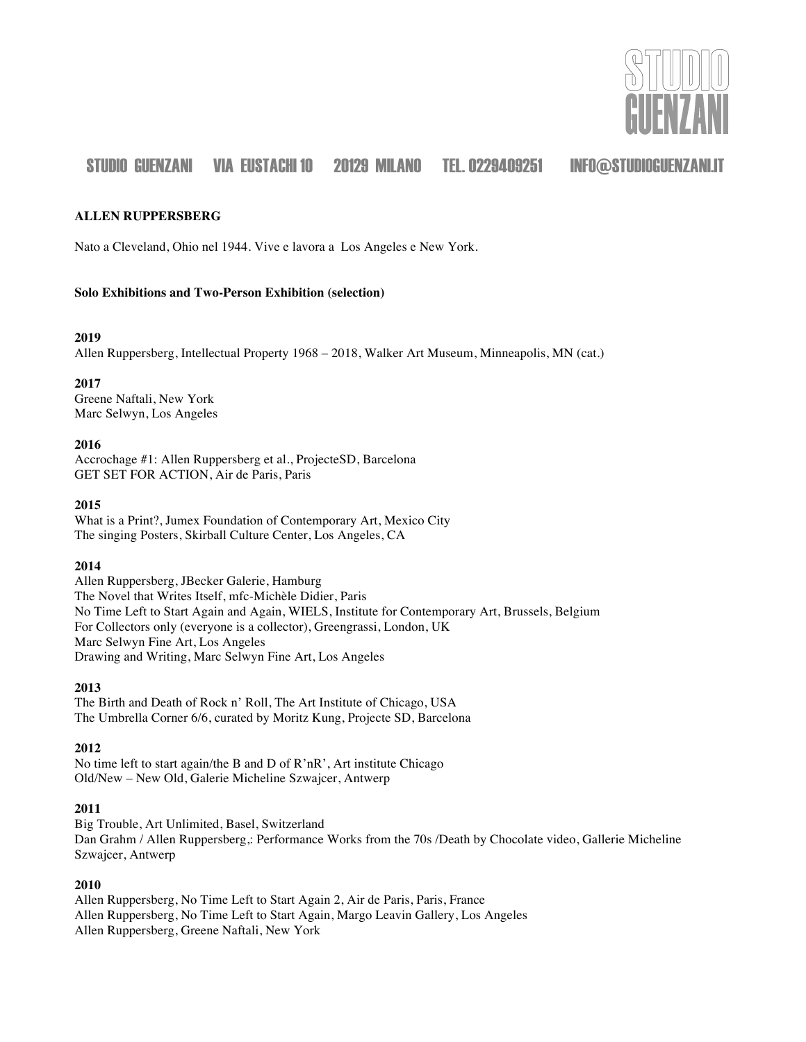STUDIO GUENZANI

STUDIO GUENZANI VIA EUSTACHI 10 20129 MILANO TEL. 0229409251 INFO@STUDIOGUENZANI.IT

**ALLEN RUPPERSBERG**

Nato a Cleveland, Ohio nel 1944. Vive e lavora a Los Angeles e New York.

**Solo Exhibitions and Two-Person Exhibition (selection)**

**2019**
Allen Ruppersberg, Intellectual Property 1968 – 2018, Walker Art Museum, Minneapolis, MN (cat.)

**2017**
Greene Naftali, New York
Marc Selwyn, Los Angeles

**2016**
Accrochage #1: Allen Ruppersberg et al., ProjecteSD, Barcelona
GET SET FOR ACTION, Air de Paris, Paris

**2015**
What is a Print?, Jumex Foundation of Contemporary Art, Mexico City
The singing Posters, Skirball Culture Center, Los Angeles, CA

**2014**
Allen Ruppersberg, JBecker Galerie, Hamburg
The Novel that Writes Itself, mfc-Michèle Didier, Paris
No Time Left to Start Again and Again, WIELS, Institute for Contemporary Art, Brussels, Belgium
For Collectors only (everyone is a collector), Greengrassi, London, UK
Marc Selwyn Fine Art, Los Angeles
Drawing and Writing, Marc Selwyn Fine Art, Los Angeles

**2013**
The Birth and Death of Rock n' Roll, The Art Institute of Chicago, USA
The Umbrella Corner 6/6, curated by Moritz Kung, Projecte SD, Barcelona

**2012**
No time left to start again/the B and D of R'nR', Art institute Chicago
Old/New – New Old, Galerie Micheline Szwajcer, Antwerp

**2011**
Big Trouble, Art Unlimited, Basel, Switzerland
Dan Grahm / Allen Ruppersberg,: Performance Works from the 70s /Death by Chocolate video, Gallerie Micheline Szwajcer, Antwerp

**2010**
Allen Ruppersberg, No Time Left to Start Again 2, Air de Paris, Paris, France
Allen Ruppersberg, No Time Left to Start Again, Margo Leavin Gallery, Los Angeles
Allen Ruppersberg, Greene Naftali, New York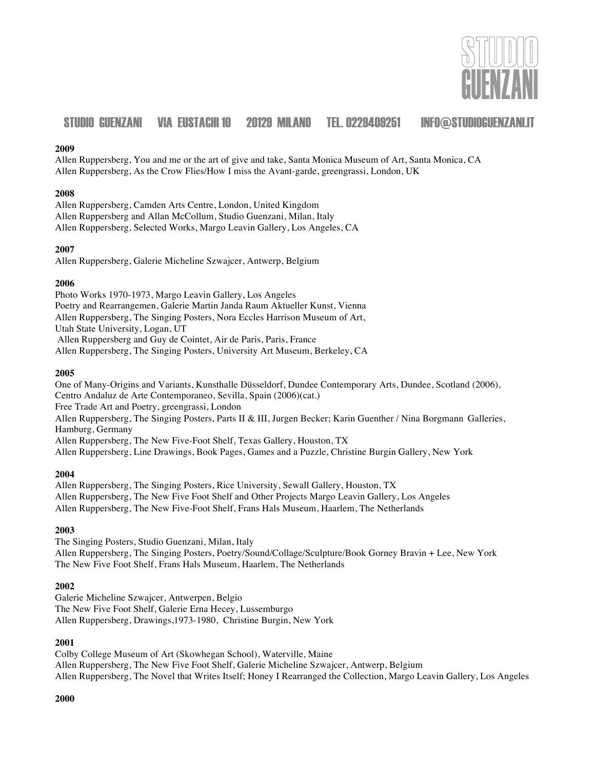**2009**

Allen Ruppersberg, You and me or the art of give and take, Santa Monica Museum of Art, Santa Monica, CA
Allen Ruppersberg, As the Crow Flies/How I miss the Avant-garde, greengrassi, London, UK

**2008**

Allen Ruppersberg, Camden Arts Centre, London, United Kingdom
Allen Ruppersberg and Allan McCollum, Studio Guenzani, Milan, Italy
Allen Ruppersberg, Selected Works, Margo Leavin Gallery, Los Angeles, CA

**2007**

Allen Ruppersberg, Galerie Micheline Szwajcer, Antwerp, Belgium

**2006**

Photo Works 1970-1973, Margo Leavin Gallery, Los Angeles
Poetry and Rearrangemen, Galerie Martin Janda Raum Aktueller Kunst, Vienna
Allen Ruppersberg, The Singing Posters, Nora Eccles Harrison Museum of Art, Utah State University, Logan, UT
Allen Ruppersberg and Guy de Cointet, Air de Paris, Paris, France
Allen Ruppersberg, The Singing Posters, University Art Museum, Berkeley, CA

**2005**

One of Many-Origins and Variants, Kunsthalle Düsseldorf, Dundee Contemporary Arts, Dundee, Scotland (2006), Centro Andaluz de Arte Contemporaneo, Sevilla, Spain (2006)(cat.)
Free Trade Art and Poetry, greengrassi, London
Allen Ruppersberg, The Singing Posters, Parts II & III, Jurgen Becker; Karin Guenther / Nina Borgmann Galleries, Hamburg, Germany
Allen Ruppersberg, The New Five-Foot Shelf, Texas Gallery, Houston, TX
Allen Ruppersberg, Line Drawings, Book Pages, Games and a Puzzle, Christine Burgin Gallery, New York

**2004**

Allen Ruppersberg, The Singing Posters, Rice University, Sewall Gallery, Houston, TX
Allen Ruppersberg, The New Five Foot Shelf and Other Projects Margo Leavin Gallery, Los Angeles
Allen Ruppersberg, The New Five-Foot Shelf, Frans Hals Museum, Haarlem, The Netherlands

**2003**

The Singing Posters, Studio Guenzani, Milan, Italy
Allen Ruppersberg, The Singing Posters, Poetry/Sound/Collage/Sculpture/Book Gorney Bravin + Lee, New York
The New Five Foot Shelf, Frans Hals Museum, Haarlem, The Netherlands

**2002**

Galerie Micheline Szwajcer, Antwerpen, Belgio
The New Five Foot Shelf, Galerie Erna Hecey, Lussemburgo
Allen Ruppersberg, Drawings,1973-1980, Christine Burgin, New York

**2001**

Colby College Museum of Art (Skowhegan School), Waterville, Maine
Allen Ruppersberg, The New Five Foot Shelf, Galerie Micheline Szwajcer, Antwerp, Belgium
Allen Ruppersberg, The Novel that Writes Itself; Honey I Rearranged the Collection, Margo Leavin Gallery, Los Angeles

**2000**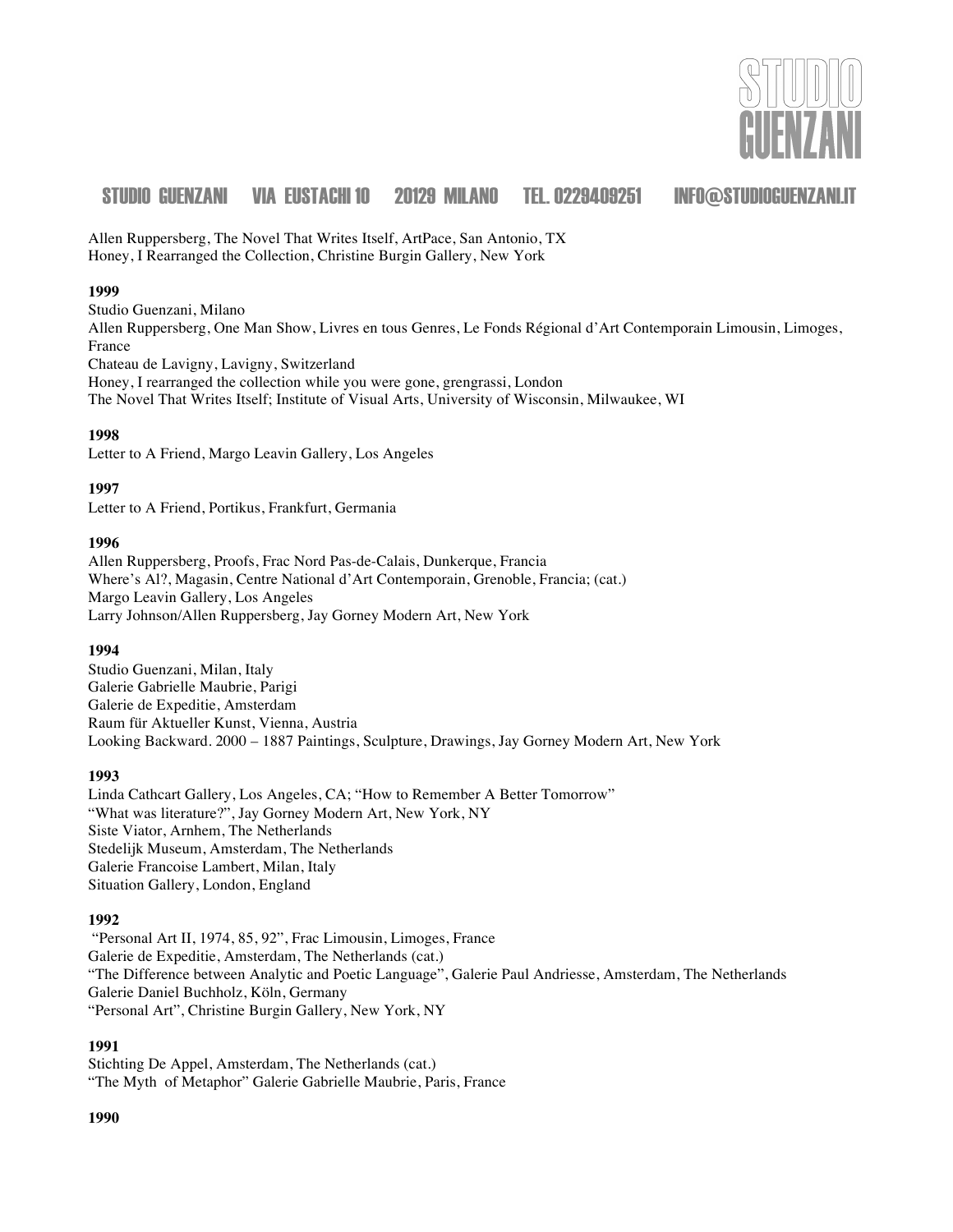Allen Ruppersberg, The Novel That Writes Itself, ArtPace, San Antonio, TX
Honey, I Rearranged the Collection, Christine Burgin Gallery, New York

**1999**

Studio Guenzani, Milano
Allen Ruppersberg, One Man Show, Livres en tous Genres, Le Fonds Régional d'Art Contemporain Limousin, Limoges, France
Chateau de Lavigny, Lavigny, Switzerland
Honey, I rearranged the collection while you were gone, grengrassi, London
The Novel That Writes Itself; Institute of Visual Arts, University of Wisconsin, Milwaukee, WI

**1998**

Letter to A Friend, Margo Leavin Gallery, Los Angeles

**1997**

Letter to A Friend, Portikus, Frankfurt, Germania

**1996**

Allen Ruppersberg, Proofs, Frac Nord Pas-de-Calais, Dunkerque, Francia
Where's Al?, Magasin, Centre National d'Art Contemporain, Grenoble, Francia; (cat.)
Margo Leavin Gallery, Los Angeles
Larry Johnson/Allen Ruppersberg, Jay Gorney Modern Art, New York

**1994**

Studio Guenzani, Milan, Italy
Galerie Gabrielle Maubrie, Parigi
Galerie de Expeditie, Amsterdam
Raum für Aktueller Kunst, Vienna, Austria
Looking Backward. 2000 – 1887 Paintings, Sculpture, Drawings, Jay Gorney Modern Art, New York

**1993**

Linda Cathcart Gallery, Los Angeles, CA; "How to Remember A Better Tomorrow"
"What was literature?", Jay Gorney Modern Art, New York, NY
Siste Viator, Arnhem, The Netherlands
Stedelijk Museum, Amsterdam, The Netherlands
Galerie Francoise Lambert, Milan, Italy
Situation Gallery, London, England

**1992**

"Personal Art II, 1974, 85, 92", Frac Limousin, Limoges, France
Galerie de Expeditie, Amsterdam, The Netherlands (cat.)
"The Difference between Analytic and Poetic Language", Galerie Paul Andriesse, Amsterdam, The Netherlands
Galerie Daniel Buchholz, Köln, Germany
"Personal Art", Christine Burgin Gallery, New York, NY

**1991**

Stichting De Appel, Amsterdam, The Netherlands (cat.)
"The Myth of Metaphor" Galerie Gabrielle Maubrie, Paris, France

**1990**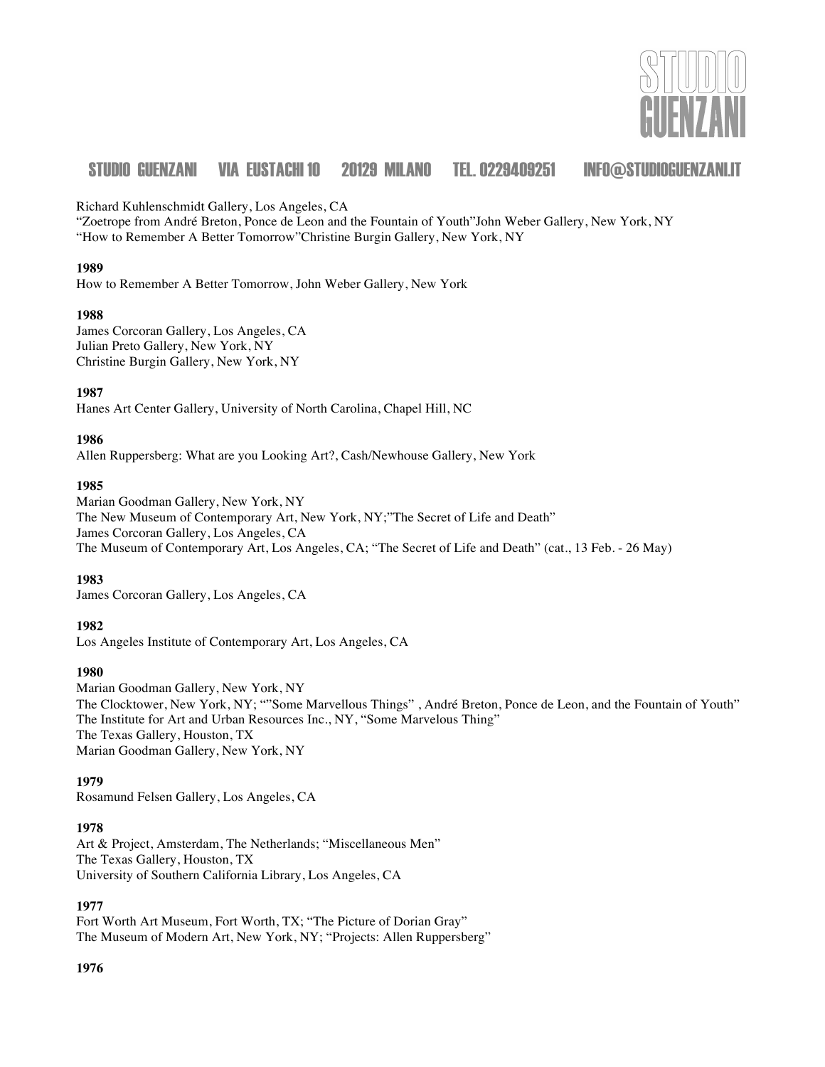Richard Kuhlenschmidt Gallery, Los Angeles, CA
"Zoetrope from André Breton, Ponce de Leon and the Fountain of Youth"John Weber Gallery, New York, NY
"How to Remember A Better Tomorrow"Christine Burgin Gallery, New York, NY

**1989**
How to Remember A Better Tomorrow, John Weber Gallery, New York

**1988**
James Corcoran Gallery, Los Angeles, CA
Julian Preto Gallery, New York, NY
Christine Burgin Gallery, New York, NY

**1987**
Hanes Art Center Gallery, University of North Carolina, Chapel Hill, NC

**1986**
Allen Ruppersberg: What are you Looking Art?, Cash/Newhouse Gallery, New York

**1985**
Marian Goodman Gallery, New York, NY
The New Museum of Contemporary Art, New York, NY;"The Secret of Life and Death"
James Corcoran Gallery, Los Angeles, CA
The Museum of Contemporary Art, Los Angeles, CA; "The Secret of Life and Death" (cat., 13 Feb. - 26 May)

**1983**
James Corcoran Gallery, Los Angeles, CA

**1982**
Los Angeles Institute of Contemporary Art, Los Angeles, CA

**1980**
Marian Goodman Gallery, New York, NY
The Clocktower, New York, NY; ""Some Marvellous Things" , André Breton, Ponce de Leon, and the Fountain of Youth"
The Institute for Art and Urban Resources Inc., NY, "Some Marvelous Thing"
The Texas Gallery, Houston, TX
Marian Goodman Gallery, New York, NY

**1979**
Rosamund Felsen Gallery, Los Angeles, CA

**1978**
Art & Project, Amsterdam, The Netherlands; "Miscellaneous Men"
The Texas Gallery, Houston, TX
University of Southern California Library, Los Angeles, CA

**1977**
Fort Worth Art Museum, Fort Worth, TX; "The Picture of Dorian Gray"
The Museum of Modern Art, New York, NY; "Projects: Allen Ruppersberg"

**1976**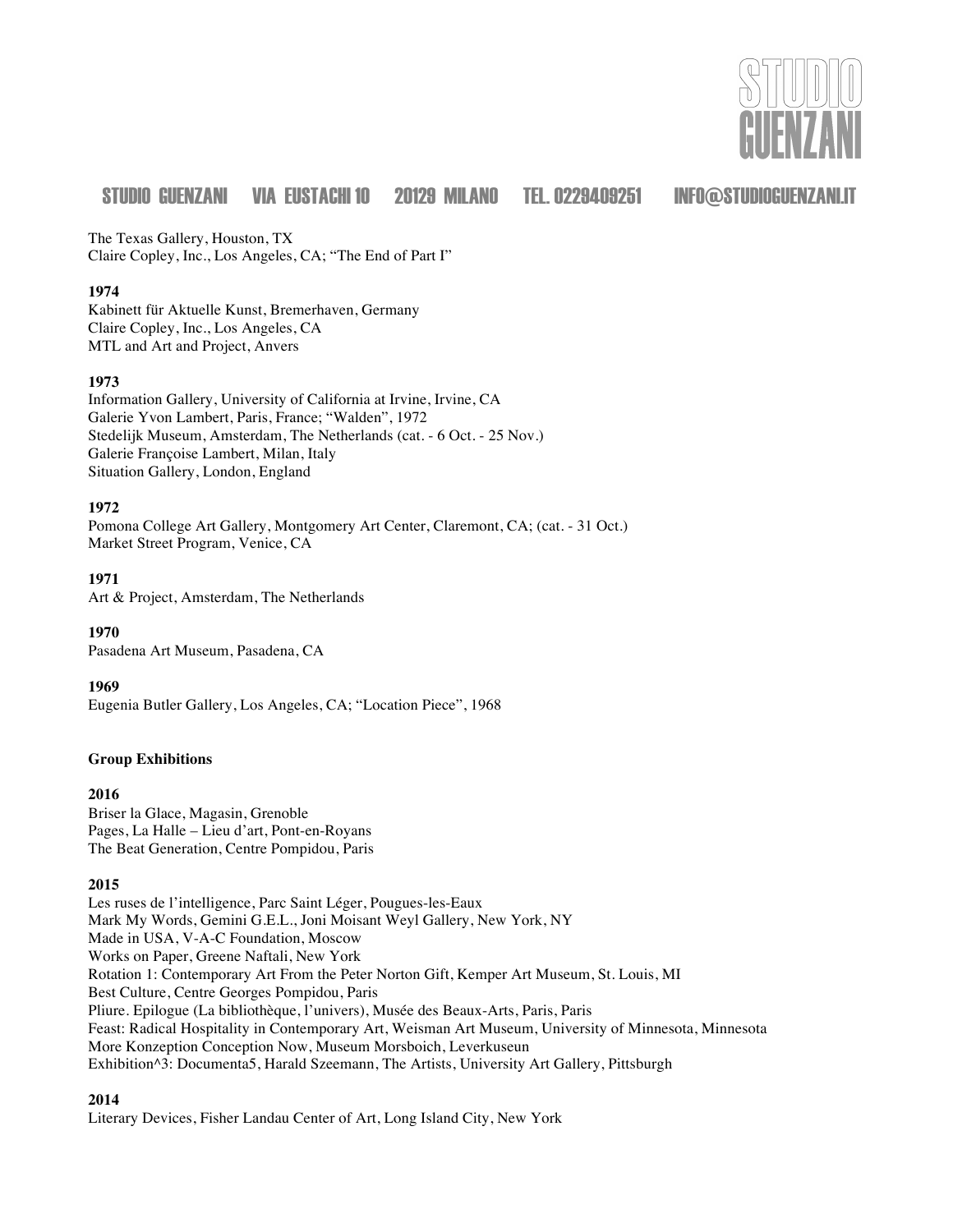The Texas Gallery, Houston, TX
Claire Copley, Inc., Los Angeles, CA; "The End of Part I"

**1974**
Kabinett für Aktuelle Kunst, Bremerhaven, Germany
Claire Copley, Inc., Los Angeles, CA
MTL and Art and Project, Anvers

**1973**
Information Gallery, University of California at Irvine, Irvine, CA
Galerie Yvon Lambert, Paris, France; "Walden", 1972
Stedelijk Museum, Amsterdam, The Netherlands (cat. - 6 Oct. - 25 Nov.)
Galerie Françoise Lambert, Milan, Italy
Situation Gallery, London, England

**1972**
Pomona College Art Gallery, Montgomery Art Center, Claremont, CA; (cat. - 31 Oct.)
Market Street Program, Venice, CA

**1971**
Art & Project, Amsterdam, The Netherlands

**1970**
Pasadena Art Museum, Pasadena, CA

**1969**
Eugenia Butler Gallery, Los Angeles, CA; "Location Piece", 1968

**Group Exhibitions**

**2016**
Briser la Glace, Magasin, Grenoble
Pages, La Halle – Lieu d'art, Pont-en-Royans
The Beat Generation, Centre Pompidou, Paris

**2015**
Les ruses de l'intelligence, Parc Saint Léger, Pougues-les-Eaux
Mark My Words, Gemini G.E.L., Joni Moisant Weyl Gallery, New York, NY
Made in USA, V-A-C Foundation, Moscow
Works on Paper, Greene Naftali, New York
Rotation 1: Contemporary Art From the Peter Norton Gift, Kemper Art Museum, St. Louis, MI
Best Culture, Centre Georges Pompidou, Paris
Pliure. Epilogue (La bibliothèque, l'univers), Musée des Beaux-Arts, Paris, Paris
Feast: Radical Hospitality in Contemporary Art, Weisman Art Museum, University of Minnesota, Minnesota
More Konzeption Conception Now, Museum Morsboich, Leverkuseun
Exhibition^3: Documenta5, Harald Szeemann, The Artists, University Art Gallery, Pittsburgh

**2014**
Literary Devices, Fisher Landau Center of Art, Long Island City, New York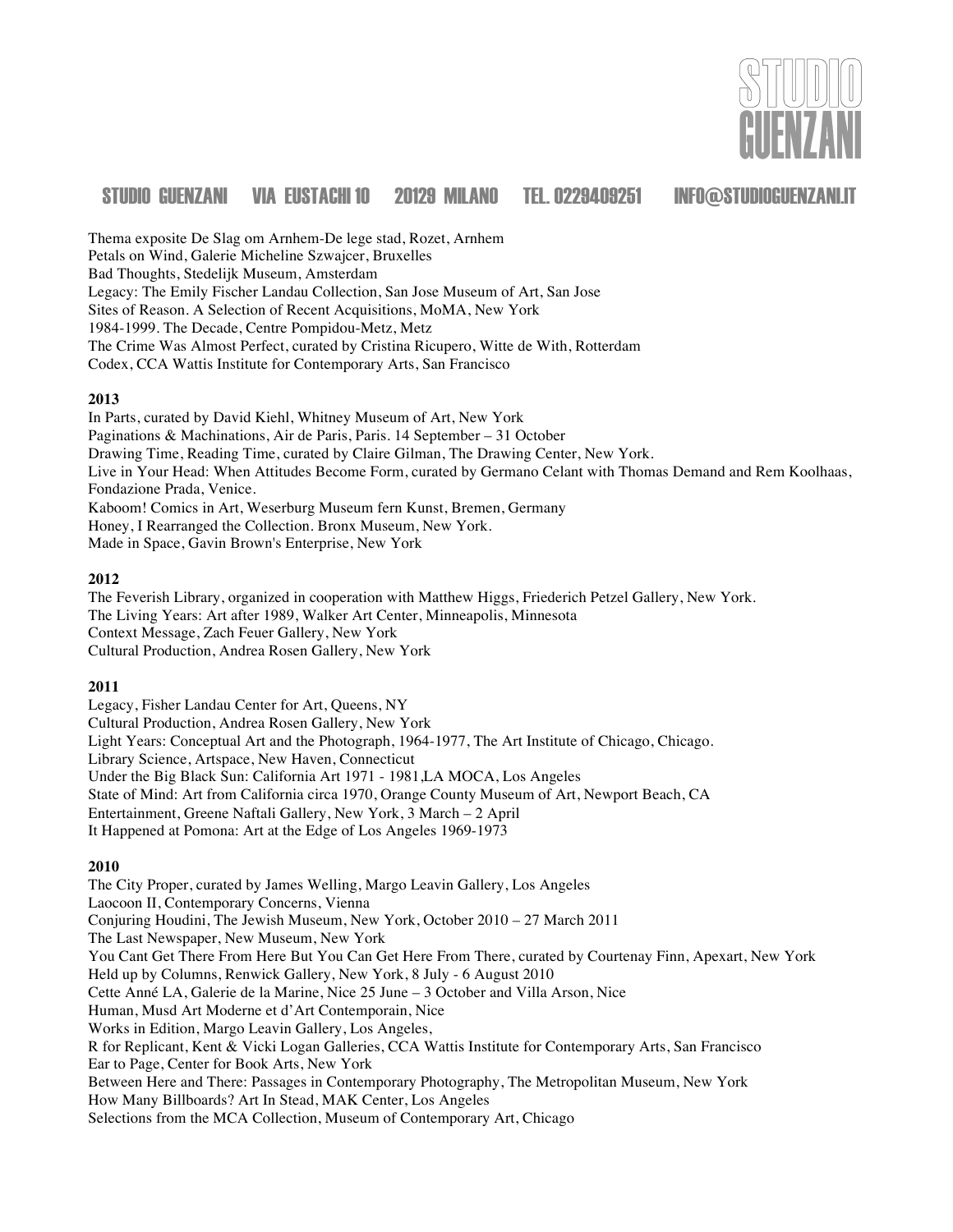Thema exposite De Slag om Arnhem-De lege stad, Rozet, Arnhem
Petals on Wind, Galerie Micheline Szwajcer, Bruxelles
Bad Thoughts, Stedelijk Museum, Amsterdam
Legacy: The Emily Fischer Landau Collection, San Jose Museum of Art, San Jose
Sites of Reason. A Selection of Recent Acquisitions, MoMA, New York
1984-1999. The Decade, Centre Pompidou-Metz, Metz
The Crime Was Almost Perfect, curated by Cristina Ricupero, Witte de With, Rotterdam
Codex, CCA Wattis Institute for Contemporary Arts, San Francisco

**2013**

In Parts, curated by David Kiehl, Whitney Museum of Art, New York
Paginations & Machinations, Air de Paris, Paris. 14 September – 31 October
Drawing Time, Reading Time, curated by Claire Gilman, The Drawing Center, New York.
Live in Your Head: When Attitudes Become Form, curated by Germano Celant with Thomas Demand and Rem Koolhaas, Fondazione Prada, Venice.
Kaboom! Comics in Art, Weserburg Museum fern Kunst, Bremen, Germany
Honey, I Rearranged the Collection. Bronx Museum, New York.
Made in Space, Gavin Brown's Enterprise, New York

**2012**

The Feverish Library, organized in cooperation with Matthew Higgs, Friederich Petzel Gallery, New York.
The Living Years: Art after 1989, Walker Art Center, Minneapolis, Minnesota
Context Message, Zach Feuer Gallery, New York
Cultural Production, Andrea Rosen Gallery, New York

**2011**

Legacy, Fisher Landau Center for Art, Queens, NY
Cultural Production, Andrea Rosen Gallery, New York
Light Years: Conceptual Art and the Photograph, 1964-1977, The Art Institute of Chicago, Chicago.
Library Science, Artspace, New Haven, Connecticut
Under the Big Black Sun: California Art 1971 - 1981,LA MOCA, Los Angeles
State of Mind: Art from California circa 1970, Orange County Museum of Art, Newport Beach, CA
Entertainment, Greene Naftali Gallery, New York, 3 March – 2 April
It Happened at Pomona: Art at the Edge of Los Angeles 1969-1973

**2010**

The City Proper, curated by James Welling, Margo Leavin Gallery, Los Angeles
Laocoon II, Contemporary Concerns, Vienna
Conjuring Houdini, The Jewish Museum, New York, October 2010 – 27 March 2011
The Last Newspaper, New Museum, New York
You Cant Get There From Here But You Can Get Here From There, curated by Courtenay Finn, Apexart, New York
Held up by Columns, Renwick Gallery, New York, 8 July - 6 August 2010
Cette Anné LA, Galerie de la Marine, Nice 25 June – 3 October and Villa Arson, Nice
Human, Musd Art Moderne et d'Art Contemporain, Nice
Works in Edition, Margo Leavin Gallery, Los Angeles,
R for Replicant, Kent & Vicki Logan Galleries, CCA Wattis Institute for Contemporary Arts, San Francisco
Ear to Page, Center for Book Arts, New York
Between Here and There: Passages in Contemporary Photography, The Metropolitan Museum, New York
How Many Billboards? Art In Stead, MAK Center, Los Angeles
Selections from the MCA Collection, Museum of Contemporary Art, Chicago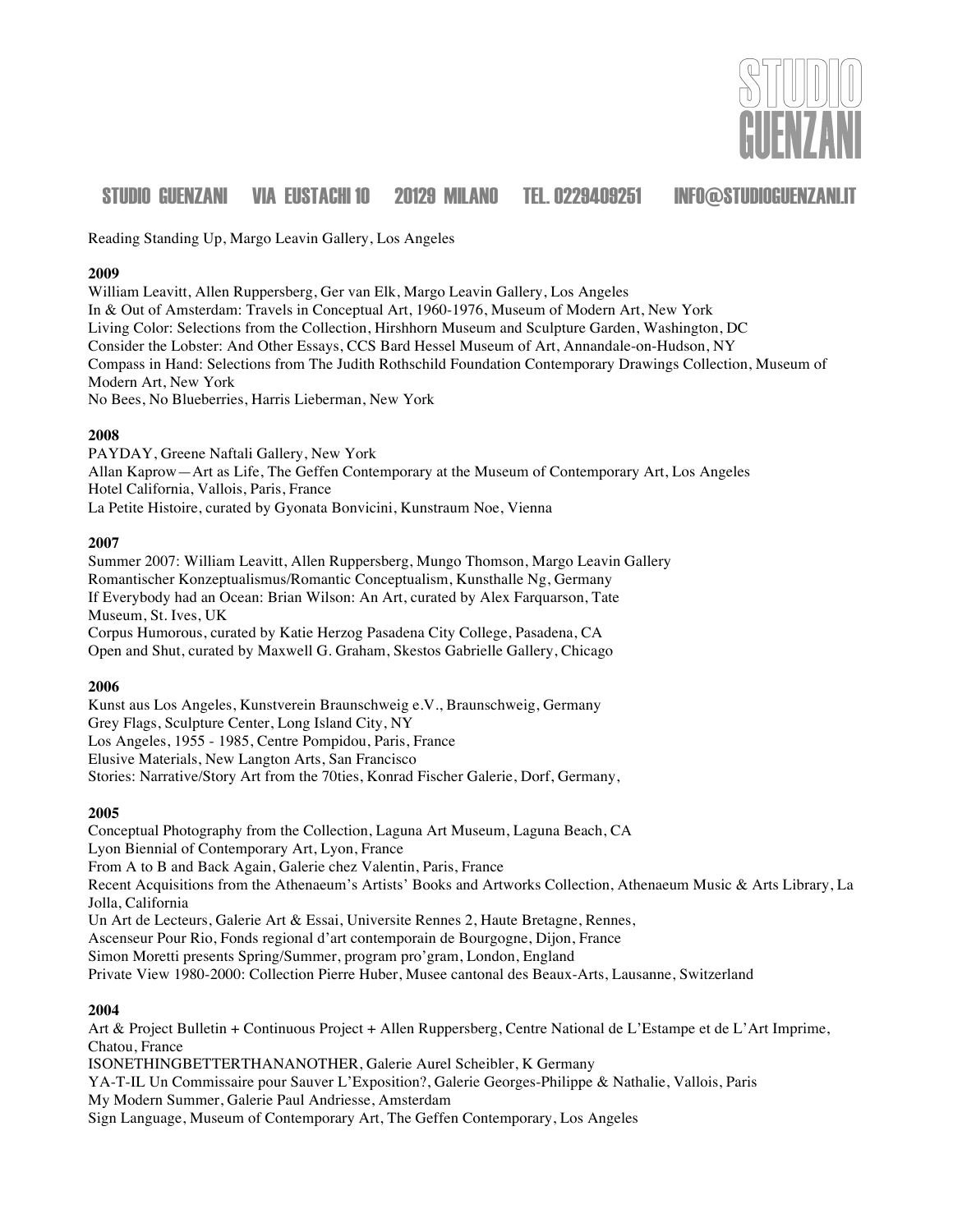Reading Standing Up, Margo Leavin Gallery, Los Angeles

**2009**

William Leavitt, Allen Ruppersberg, Ger van Elk, Margo Leavin Gallery, Los Angeles
In & Out of Amsterdam: Travels in Conceptual Art, 1960-1976, Museum of Modern Art, New York
Living Color: Selections from the Collection, Hirshhorn Museum and Sculpture Garden, Washington, DC
Consider the Lobster: And Other Essays, CCS Bard Hessel Museum of Art, Annandale-on-Hudson, NY
Compass in Hand: Selections from The Judith Rothschild Foundation Contemporary Drawings Collection, Museum of Modern Art, New York
No Bees, No Blueberries, Harris Lieberman, New York

**2008**

PAYDAY, Greene Naftali Gallery, New York
Allan Kaprow—Art as Life, The Geffen Contemporary at the Museum of Contemporary Art, Los Angeles
Hotel California, Vallois, Paris, France
La Petite Histoire, curated by Gyonata Bonvicini, Kunstraum Noe, Vienna

**2007**

Summer 2007: William Leavitt, Allen Ruppersberg, Mungo Thomson, Margo Leavin Gallery
Romantischer Konzeptualismus/Romantic Conceptualism, Kunsthalle Ng, Germany
If Everybody had an Ocean: Brian Wilson: An Art, curated by Alex Farquarson, Tate Museum, St. Ives, UK
Corpus Humorous, curated by Katie Herzog Pasadena City College, Pasadena, CA
Open and Shut, curated by Maxwell G. Graham, Skestos Gabrielle Gallery, Chicago

**2006**

Kunst aus Los Angeles, Kunstverein Braunschweig e.V., Braunschweig, Germany
Grey Flags, Sculpture Center, Long Island City, NY
Los Angeles, 1955 - 1985, Centre Pompidou, Paris, France
Elusive Materials, New Langton Arts, San Francisco
Stories: Narrative/Story Art from the 70ties, Konrad Fischer Galerie, Dorf, Germany,

**2005**

Conceptual Photography from the Collection, Laguna Art Museum, Laguna Beach, CA
Lyon Biennial of Contemporary Art, Lyon, France
From A to B and Back Again, Galerie chez Valentin, Paris, France
Recent Acquisitions from the Athenaeum's Artists' Books and Artworks Collection, Athenaeum Music & Arts Library, La Jolla, California
Un Art de Lecteurs, Galerie Art & Essai, Universite Rennes 2, Haute Bretagne, Rennes,
Ascenseur Pour Rio, Fonds regional d'art contemporain de Bourgogne, Dijon, France
Simon Moretti presents Spring/Summer, program pro'gram, London, England
Private View 1980-2000: Collection Pierre Huber, Musee cantonal des Beaux-Arts, Lausanne, Switzerland

**2004**

Art & Project Bulletin + Continuous Project + Allen Ruppersberg, Centre National de L'Estampe et de L'Art Imprime, Chatou, France
ISONETHINGBETTERTHANANOTHER, Galerie Aurel Scheibler, K Germany
YA-T-IL Un Commissaire pour Sauver L'Exposition?, Galerie Georges-Philippe & Nathalie, Vallois, Paris
My Modern Summer, Galerie Paul Andriesse, Amsterdam
Sign Language, Museum of Contemporary Art, The Geffen Contemporary, Los Angeles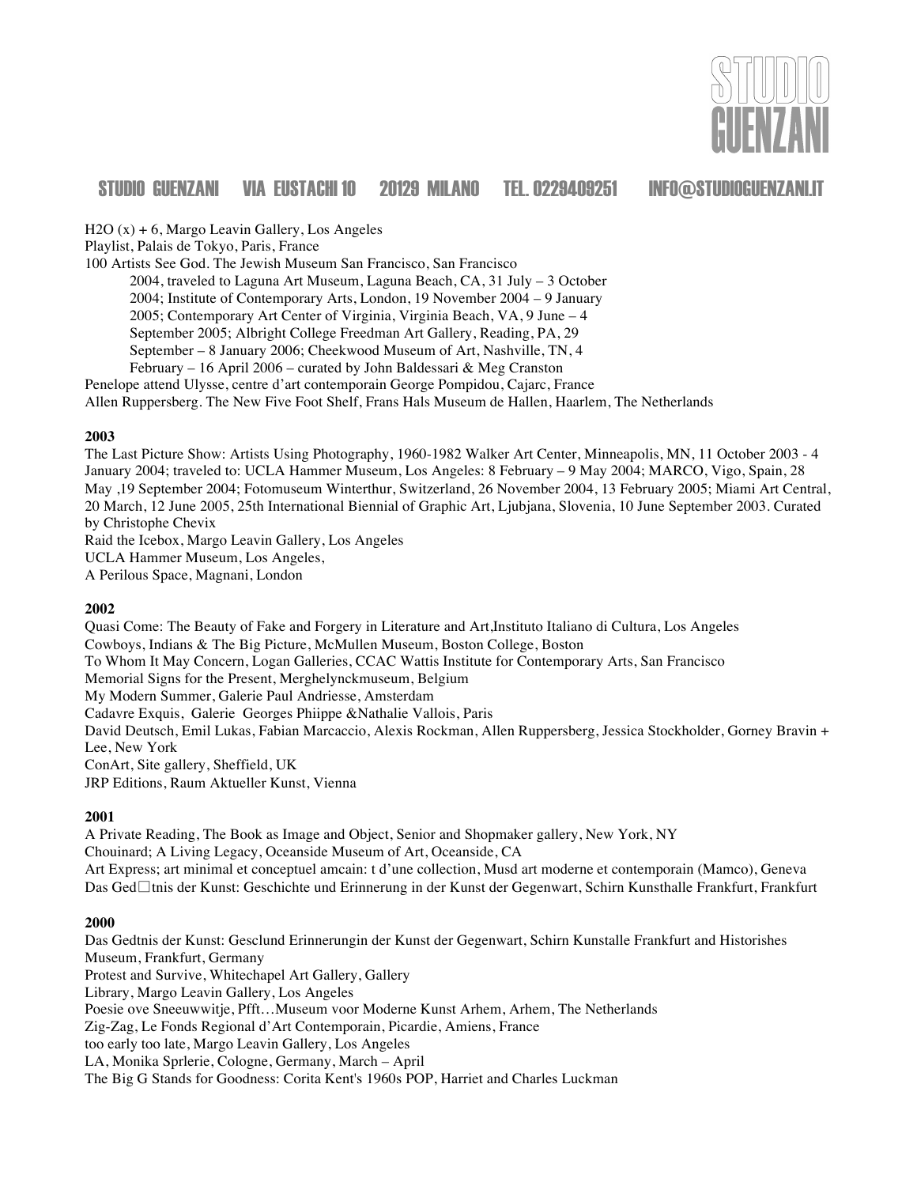H2O (x) + 6, Margo Leavin Gallery, Los Angeles
Playlist, Palais de Tokyo, Paris, France
100 Artists See God. The Jewish Museum San Francisco, San Francisco
2004, traveled to Laguna Art Museum, Laguna Beach, CA, 31 July – 3 October
2004; Institute of Contemporary Arts, London, 19 November 2004 – 9 January
2005; Contemporary Art Center of Virginia, Virginia Beach, VA, 9 June – 4
September 2005; Albright College Freedman Art Gallery, Reading, PA, 29
September – 8 January 2006; Cheekwood Museum of Art, Nashville, TN, 4
February – 16 April 2006 – curated by John Baldessari & Meg Cranston
Penelope attend Ulysse, centre d'art contemporain George Pompidou, Cajarc, France
Allen Ruppersberg. The New Five Foot Shelf, Frans Hals Museum de Hallen, Haarlem, The Netherlands

**2003**

The Last Picture Show: Artists Using Photography, 1960-1982 Walker Art Center, Minneapolis, MN, 11 October 2003 - 4 January 2004; traveled to: UCLA Hammer Museum, Los Angeles: 8 February – 9 May 2004; MARCO, Vigo, Spain, 28 May ,19 September 2004; Fotomuseum Winterthur, Switzerland, 26 November 2004, 13 February 2005; Miami Art Central, 20 March, 12 June 2005, 25th International Biennial of Graphic Art, Ljubjana, Slovenia, 10 June September 2003. Curated by Christophe Chevix
Raid the Icebox, Margo Leavin Gallery, Los Angeles
UCLA Hammer Museum, Los Angeles,
A Perilous Space, Magnani, London

**2002**

Quasi Come: The Beauty of Fake and Forgery in Literature and Art,Instituto Italiano di Cultura, Los Angeles
Cowboys, Indians & The Big Picture, McMullen Museum, Boston College, Boston
To Whom It May Concern, Logan Galleries, CCAC Wattis Institute for Contemporary Arts, San Francisco
Memorial Signs for the Present, Merghelynckmuseum, Belgium
My Modern Summer, Galerie Paul Andriesse, Amsterdam
Cadavre Exquis, Galerie Georges Phiippe &Nathalie Vallois, Paris
David Deutsch, Emil Lukas, Fabian Marcaccio, Alexis Rockman, Allen Ruppersberg, Jessica Stockholder, Gorney Bravin + Lee, New York
ConArt, Site gallery, Sheffield, UK
JRP Editions, Raum Aktueller Kunst, Vienna

**2001**

A Private Reading, The Book as Image and Object, Senior and Shopmaker gallery, New York, NY
Chouinard; A Living Legacy, Oceanside Museum of Art, Oceanside, CA
Art Express; art minimal et conceptuel amcain: t d'une collection, Musd art moderne et contemporain (Mamco), Geneva
Das Ged□tnis der Kunst: Geschichte und Erinnerung in der Kunst der Gegenwart, Schirn Kunsthalle Frankfurt, Frankfurt

**2000**

Das Gedtnis der Kunst: Gesclund Erinnerungin der Kunst der Gegenwart, Schirn Kunstalle Frankfurt and Historishes Museum, Frankfurt, Germany
Protest and Survive, Whitechapel Art Gallery, Gallery
Library, Margo Leavin Gallery, Los Angeles
Poesie ove Sneeuwwitje, Pfft…Museum voor Moderne Kunst Arhem, Arhem, The Netherlands
Zig-Zag, Le Fonds Regional d'Art Contemporain, Picardie, Amiens, France
too early too late, Margo Leavin Gallery, Los Angeles
LA, Monika Sprlerie, Cologne, Germany, March – April
The Big G Stands for Goodness: Corita Kent's 1960s POP, Harriet and Charles Luckman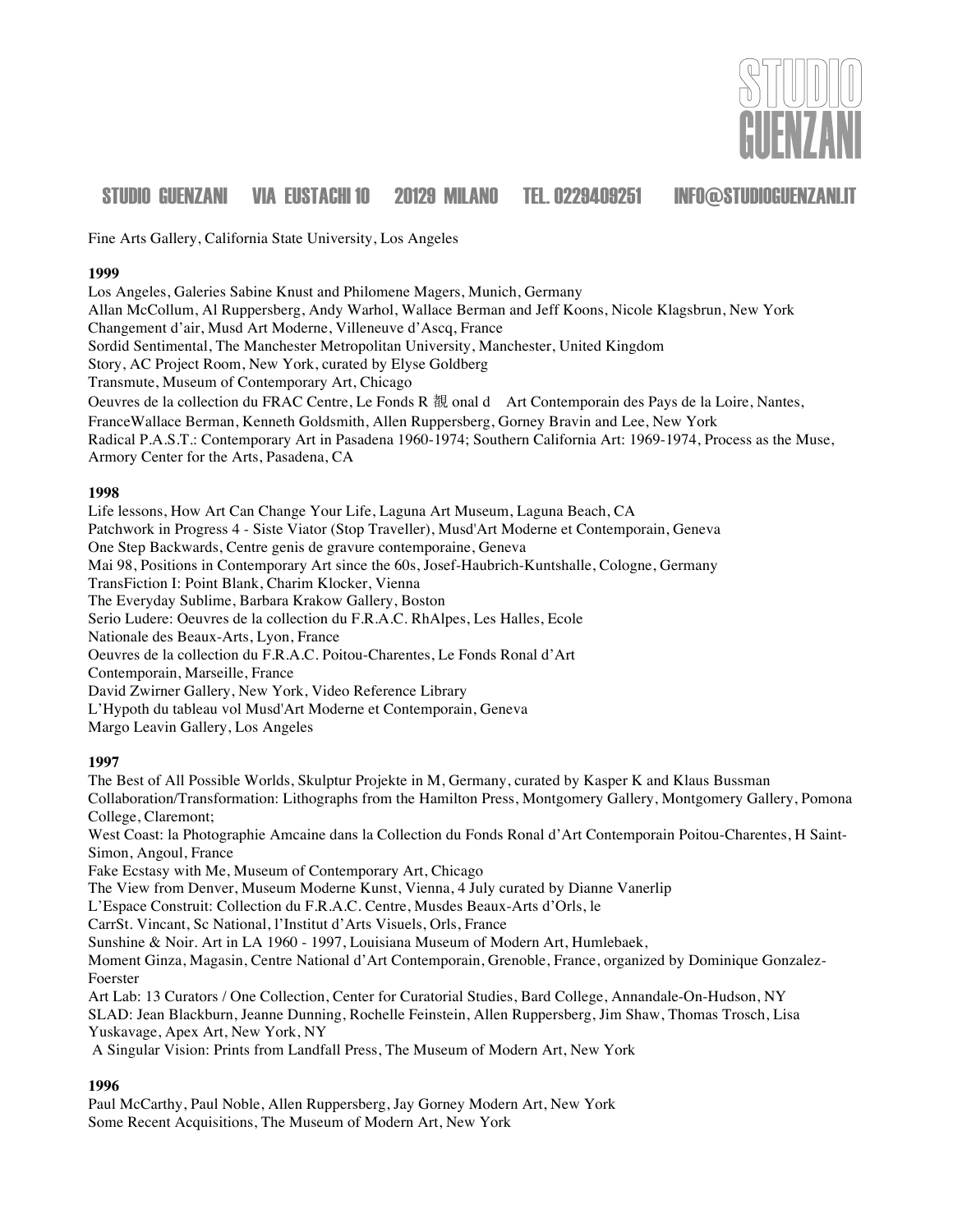Fine Arts Gallery, California State University, Los Angeles

**1999**

Los Angeles, Galeries Sabine Knust and Philomene Magers, Munich, Germany
Allan McCollum, Al Ruppersberg, Andy Warhol, Wallace Berman and Jeff Koons, Nicole Klagsbrun, New York
Changement d'air, Musd Art Moderne, Villeneuve d'Ascq, France
Sordid Sentimental, The Manchester Metropolitan University, Manchester, United Kingdom
Story, AC Project Room, New York, curated by Elyse Goldberg
Transmute, Museum of Contemporary Art, Chicago
Oeuvres de la collection du FRAC Centre, Le Fonds R 覩 onal d Art Contemporain des Pays de la Loire, Nantes, FranceWallace Berman, Kenneth Goldsmith, Allen Ruppersberg, Gorney Bravin and Lee, New York
Radical P.A.S.T.: Contemporary Art in Pasadena 1960-1974; Southern California Art: 1969-1974, Process as the Muse, Armory Center for the Arts, Pasadena, CA

**1998**

Life lessons, How Art Can Change Your Life, Laguna Art Museum, Laguna Beach, CA
Patchwork in Progress 4 - Siste Viator (Stop Traveller), Musd'Art Moderne et Contemporain, Geneva
One Step Backwards, Centre genis de gravure contemporaine, Geneva
Mai 98, Positions in Contemporary Art since the 60s, Josef-Haubrich-Kuntshalle, Cologne, Germany
TransFiction I: Point Blank, Charim Klocker, Vienna
The Everyday Sublime, Barbara Krakow Gallery, Boston
Serio Ludere: Oeuvres de la collection du F.R.A.C. RhAlpes, Les Halles, Ecole Nationale des Beaux-Arts, Lyon, France
Oeuvres de la collection du F.R.A.C. Poitou-Charentes, Le Fonds Ronal d'Art Contemporain, Marseille, France
David Zwirner Gallery, New York, Video Reference Library
L'Hypoth du tableau vol Musd'Art Moderne et Contemporain, Geneva
Margo Leavin Gallery, Los Angeles

**1997**

The Best of All Possible Worlds, Skulptur Projekte in M, Germany, curated by Kasper K and Klaus Bussman
Collaboration/Transformation: Lithographs from the Hamilton Press, Montgomery Gallery, Montgomery Gallery, Pomona College, Claremont;
West Coast: la Photographie Amcaine dans la Collection du Fonds Ronal d'Art Contemporain Poitou-Charentes, H Saint-Simon, Angoul, France
Fake Ecstasy with Me, Museum of Contemporary Art, Chicago
The View from Denver, Museum Moderne Kunst, Vienna, 4 July curated by Dianne Vanerlip
L'Espace Construit: Collection du F.R.A.C. Centre, Musdes Beaux-Arts d'Orls, le CarrSt. Vincant, Sc National, l'Institut d'Arts Visuels, Orls, France
Sunshine & Noir. Art in LA 1960 - 1997, Louisiana Museum of Modern Art, Humlebaek,
Moment Ginza, Magasin, Centre National d'Art Contemporain, Grenoble, France, organized by Dominique Gonzalez-Foerster
Art Lab: 13 Curators / One Collection, Center for Curatorial Studies, Bard College, Annandale-On-Hudson, NY
SLAD: Jean Blackburn, Jeanne Dunning, Rochelle Feinstein, Allen Ruppersberg, Jim Shaw, Thomas Trosch, Lisa Yuskavage, Apex Art, New York, NY
A Singular Vision: Prints from Landfall Press, The Museum of Modern Art, New York

**1996**

Paul McCarthy, Paul Noble, Allen Ruppersberg, Jay Gorney Modern Art, New York
Some Recent Acquisitions, The Museum of Modern Art, New York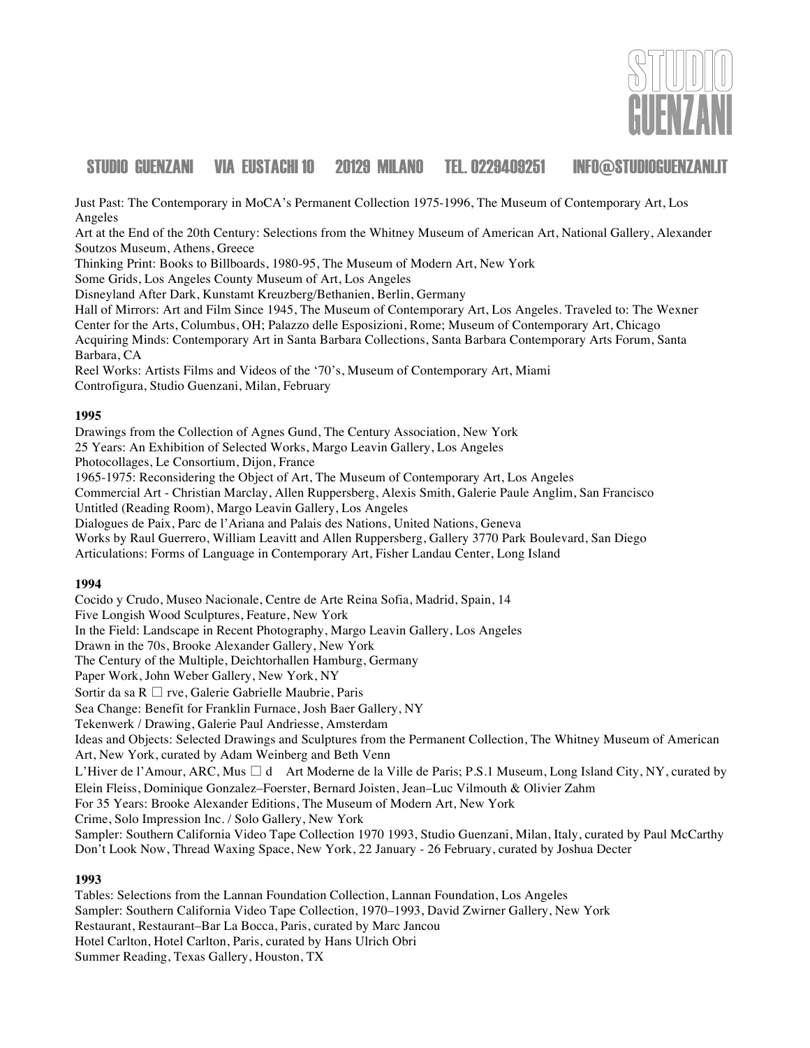Just Past: The Contemporary in MoCA's Permanent Collection 1975-1996, The Museum of Contemporary Art, Los Angeles
Art at the End of the 20th Century: Selections from the Whitney Museum of American Art, National Gallery, Alexander Soutzos Museum, Athens, Greece
Thinking Print: Books to Billboards, 1980-95, The Museum of Modern Art, New York
Some Grids, Los Angeles County Museum of Art, Los Angeles
Disneyland After Dark, Kunstamt Kreuzberg/Bethanien, Berlin, Germany
Hall of Mirrors: Art and Film Since 1945, The Museum of Contemporary Art, Los Angeles. Traveled to: The Wexner Center for the Arts, Columbus, OH; Palazzo delle Esposizioni, Rome; Museum of Contemporary Art, Chicago
Acquiring Minds: Contemporary Art in Santa Barbara Collections, Santa Barbara Contemporary Arts Forum, Santa Barbara, CA
Reel Works: Artists Films and Videos of the '70's, Museum of Contemporary Art, Miami
Controfigura, Studio Guenzani, Milan, February

**1995**

Drawings from the Collection of Agnes Gund, The Century Association, New York
25 Years: An Exhibition of Selected Works, Margo Leavin Gallery, Los Angeles
Photocollages, Le Consortium, Dijon, France
1965-1975: Reconsidering the Object of Art, The Museum of Contemporary Art, Los Angeles
Commercial Art - Christian Marclay, Allen Ruppersberg, Alexis Smith, Galerie Paule Anglim, San Francisco
Untitled (Reading Room), Margo Leavin Gallery, Los Angeles
Dialogues de Paix, Parc de l'Ariana and Palais des Nations, United Nations, Geneva
Works by Raul Guerrero, William Leavitt and Allen Ruppersberg, Gallery 3770 Park Boulevard, San Diego
Articulations: Forms of Language in Contemporary Art, Fisher Landau Center, Long Island

**1994**

Cocido y Crudo, Museo Nacionale, Centre de Arte Reina Sofia, Madrid, Spain, 14
Five Longish Wood Sculptures, Feature, New York
In the Field: Landscape in Recent Photography, Margo Leavin Gallery, Los Angeles
Drawn in the 70s, Brooke Alexander Gallery, New York
The Century of the Multiple, Deichtorhallen Hamburg, Germany
Paper Work, John Weber Gallery, New York, NY
Sortir da sa R □ rve, Galerie Gabrielle Maubrie, Paris
Sea Change: Benefit for Franklin Furnace, Josh Baer Gallery, NY
Tekenwerk / Drawing, Galerie Paul Andriesse, Amsterdam
Ideas and Objects: Selected Drawings and Sculptures from the Permanent Collection, The Whitney Museum of American Art, New York, curated by Adam Weinberg and Beth Venn
L'Hiver de l'Amour, ARC, Mus □ d Art Moderne de la Ville de Paris; P.S.1 Museum, Long Island City, NY, curated by Elein Fleiss, Dominique Gonzalez–Foerster, Bernard Joisten, Jean–Luc Vilmouth & Olivier Zahm
For 35 Years: Brooke Alexander Editions, The Museum of Modern Art, New York
Crime, Solo Impression Inc. / Solo Gallery, New York
Sampler: Southern California Video Tape Collection 1970 1993, Studio Guenzani, Milan, Italy, curated by Paul McCarthy
Don't Look Now, Thread Waxing Space, New York, 22 January - 26 February, curated by Joshua Decter

**1993**

Tables: Selections from the Lannan Foundation Collection, Lannan Foundation, Los Angeles
Sampler: Southern California Video Tape Collection, 1970–1993, David Zwirner Gallery, New York
Restaurant, Restaurant–Bar La Bocca, Paris, curated by Marc Jancou
Hotel Carlton, Hotel Carlton, Paris, curated by Hans Ulrich Obri
Summer Reading, Texas Gallery, Houston, TX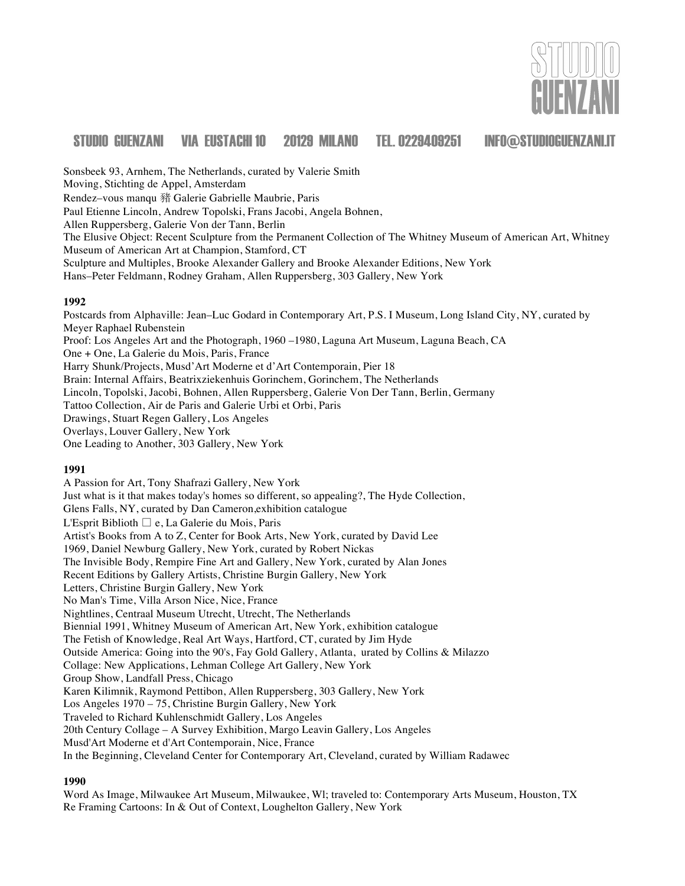Sonsbeek 93, Arnhem, The Netherlands, curated by Valerie Smith
Moving, Stichting de Appel, Amsterdam
Rendez–vous manqu 豬 Galerie Gabrielle Maubrie, Paris
Paul Etienne Lincoln, Andrew Topolski, Frans Jacobi, Angela Bohnen,
Allen Ruppersberg, Galerie Von der Tann, Berlin
The Elusive Object: Recent Sculpture from the Permanent Collection of The Whitney Museum of American Art, Whitney Museum of American Art at Champion, Stamford, CT
Sculpture and Multiples, Brooke Alexander Gallery and Brooke Alexander Editions, New York
Hans–Peter Feldmann, Rodney Graham, Allen Ruppersberg, 303 Gallery, New York

**1992**
Postcards from Alphaville: Jean–Luc Godard in Contemporary Art, P.S. I Museum, Long Island City, NY, curated by Meyer Raphael Rubenstein
Proof: Los Angeles Art and the Photograph, 1960 –1980, Laguna Art Museum, Laguna Beach, CA
One + One, La Galerie du Mois, Paris, France
Harry Shunk/Projects, Musd'Art Moderne et d'Art Contemporain, Pier 18
Brain: Internal Affairs, Beatrixziekenhuis Gorinchem, Gorinchem, The Netherlands
Lincoln, Topolski, Jacobi, Bohnen, Allen Ruppersberg, Galerie Von Der Tann, Berlin, Germany
Tattoo Collection, Air de Paris and Galerie Urbi et Orbi, Paris
Drawings, Stuart Regen Gallery, Los Angeles
Overlays, Louver Gallery, New York
One Leading to Another, 303 Gallery, New York

**1991**
A Passion for Art, Tony Shafrazi Gallery, New York
Just what is it that makes today's homes so different, so appealing?, The Hyde Collection, Glens Falls, NY, curated by Dan Cameron,exhibition catalogue
L'Esprit Biblioth □ e, La Galerie du Mois, Paris
Artist's Books from A to Z, Center for Book Arts, New York, curated by David Lee
1969, Daniel Newburg Gallery, New York, curated by Robert Nickas
The Invisible Body, Rempire Fine Art and Gallery, New York, curated by Alan Jones
Recent Editions by Gallery Artists, Christine Burgin Gallery, New York
Letters, Christine Burgin Gallery, New York
No Man's Time, Villa Arson Nice, Nice, France
Nightlines, Centraal Museum Utrecht, Utrecht, The Netherlands
Biennial 1991, Whitney Museum of American Art, New York, exhibition catalogue
The Fetish of Knowledge, Real Art Ways, Hartford, CT, curated by Jim Hyde
Outside America: Going into the 90's, Fay Gold Gallery, Atlanta, urated by Collins & Milazzo
Collage: New Applications, Lehman College Art Gallery, New York
Group Show, Landfall Press, Chicago
Karen Kilimnik, Raymond Pettibon, Allen Ruppersberg, 303 Gallery, New York
Los Angeles 1970 – 75, Christine Burgin Gallery, New York
Traveled to Richard Kuhlenschmidt Gallery, Los Angeles
20th Century Collage – A Survey Exhibition, Margo Leavin Gallery, Los Angeles
Musd'Art Moderne et d'Art Contemporain, Nice, France
In the Beginning, Cleveland Center for Contemporary Art, Cleveland, curated by William Radawec

**1990**
Word As Image, Milwaukee Art Museum, Milwaukee, Wl; traveled to: Contemporary Arts Museum, Houston, TX
Re Framing Cartoons: In & Out of Context, Loughelton Gallery, New York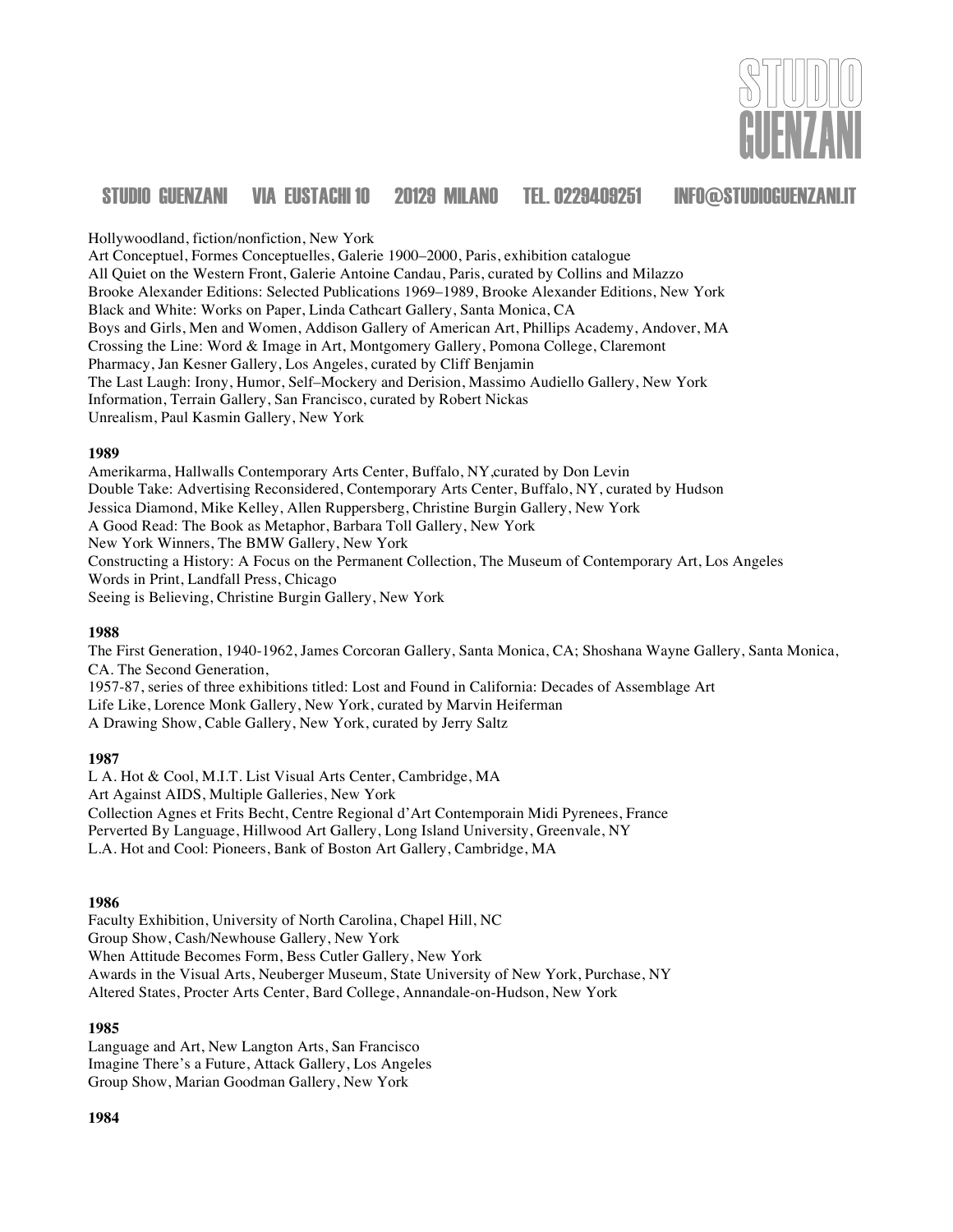Hollywoodland, fiction/nonfiction, New York
Art Conceptuel, Formes Conceptuelles, Galerie 1900–2000, Paris, exhibition catalogue
All Quiet on the Western Front, Galerie Antoine Candau, Paris, curated by Collins and Milazzo
Brooke Alexander Editions: Selected Publications 1969–1989, Brooke Alexander Editions, New York
Black and White: Works on Paper, Linda Cathcart Gallery, Santa Monica, CA
Boys and Girls, Men and Women, Addison Gallery of American Art, Phillips Academy, Andover, MA
Crossing the Line: Word & Image in Art, Montgomery Gallery, Pomona College, Claremont
Pharmacy, Jan Kesner Gallery, Los Angeles, curated by Cliff Benjamin
The Last Laugh: Irony, Humor, Self–Mockery and Derision, Massimo Audiello Gallery, New York
Information, Terrain Gallery, San Francisco, curated by Robert Nickas
Unrealism, Paul Kasmin Gallery, New York

**1989**

Amerikarma, Hallwalls Contemporary Arts Center, Buffalo, NY,curated by Don Levin
Double Take: Advertising Reconsidered, Contemporary Arts Center, Buffalo, NY, curated by Hudson
Jessica Diamond, Mike Kelley, Allen Ruppersberg, Christine Burgin Gallery, New York
A Good Read: The Book as Metaphor, Barbara Toll Gallery, New York
New York Winners, The BMW Gallery, New York
Constructing a History: A Focus on the Permanent Collection, The Museum of Contemporary Art, Los Angeles
Words in Print, Landfall Press, Chicago
Seeing is Believing, Christine Burgin Gallery, New York

**1988**

The First Generation, 1940-1962, James Corcoran Gallery, Santa Monica, CA; Shoshana Wayne Gallery, Santa Monica, CA. The Second Generation,
1957-87, series of three exhibitions titled: Lost and Found in California: Decades of Assemblage Art
Life Like, Lorence Monk Gallery, New York, curated by Marvin Heiferman
A Drawing Show, Cable Gallery, New York, curated by Jerry Saltz

**1987**

L A. Hot & Cool, M.I.T. List Visual Arts Center, Cambridge, MA
Art Against AIDS, Multiple Galleries, New York
Collection Agnes et Frits Becht, Centre Regional d'Art Contemporain Midi Pyrenees, France
Perverted By Language, Hillwood Art Gallery, Long Island University, Greenvale, NY
L.A. Hot and Cool: Pioneers, Bank of Boston Art Gallery, Cambridge, MA

**1986**

Faculty Exhibition, University of North Carolina, Chapel Hill, NC
Group Show, Cash/Newhouse Gallery, New York
When Attitude Becomes Form, Bess Cutler Gallery, New York
Awards in the Visual Arts, Neuberger Museum, State University of New York, Purchase, NY
Altered States, Procter Arts Center, Bard College, Annandale-on-Hudson, New York

**1985**

Language and Art, New Langton Arts, San Francisco
Imagine There's a Future, Attack Gallery, Los Angeles
Group Show, Marian Goodman Gallery, New York

**1984**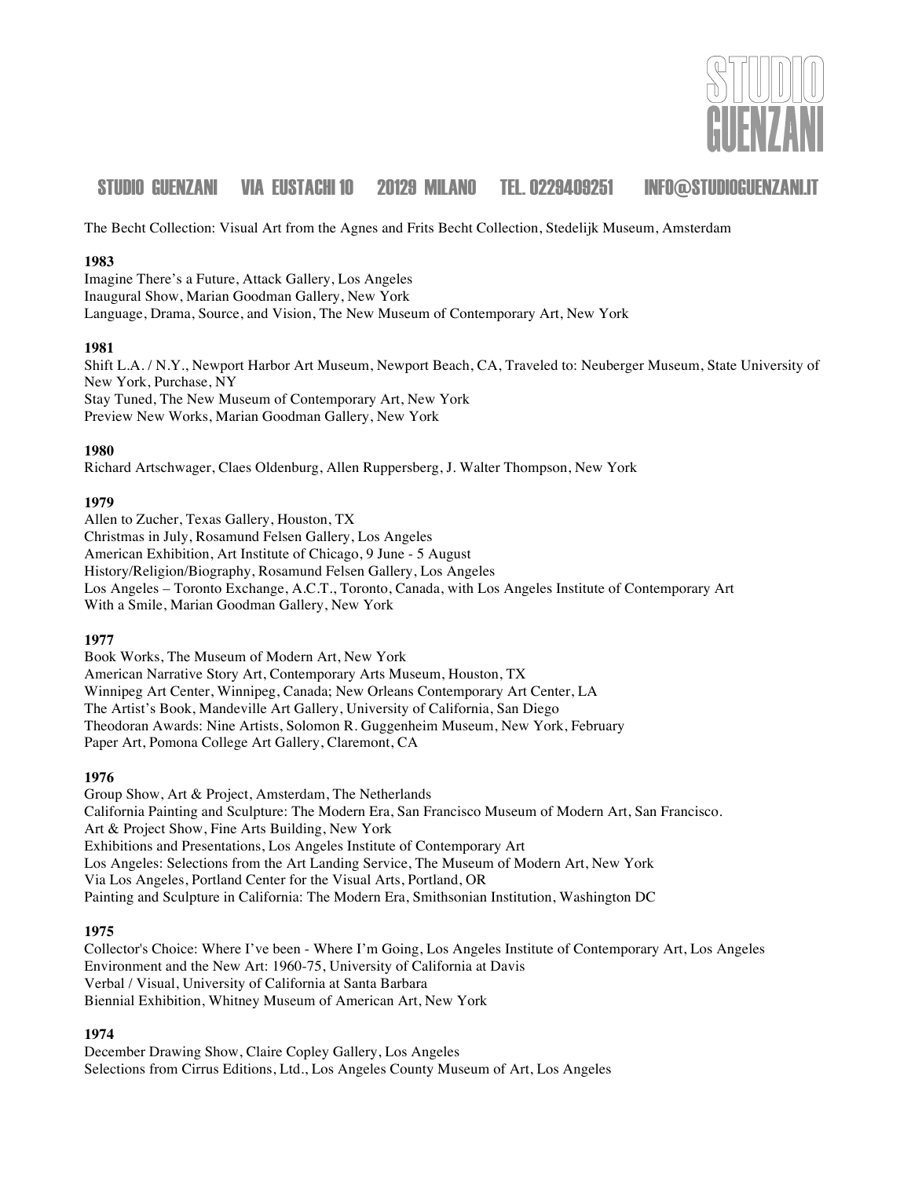The Becht Collection: Visual Art from the Agnes and Frits Becht Collection, Stedelijk Museum, Amsterdam

**1983**

Imagine There's a Future, Attack Gallery, Los Angeles
Inaugural Show, Marian Goodman Gallery, New York
Language, Drama, Source, and Vision, The New Museum of Contemporary Art, New York

**1981**

Shift L.A. / N.Y., Newport Harbor Art Museum, Newport Beach, CA, Traveled to: Neuberger Museum, State University of New York, Purchase, NY
Stay Tuned, The New Museum of Contemporary Art, New York
Preview New Works, Marian Goodman Gallery, New York

**1980**

Richard Artschwager, Claes Oldenburg, Allen Ruppersberg, J. Walter Thompson, New York

**1979**

Allen to Zucher, Texas Gallery, Houston, TX
Christmas in July, Rosamund Felsen Gallery, Los Angeles
American Exhibition, Art Institute of Chicago, 9 June - 5 August
History/Religion/Biography, Rosamund Felsen Gallery, Los Angeles
Los Angeles – Toronto Exchange, A.C.T., Toronto, Canada, with Los Angeles Institute of Contemporary Art
With a Smile, Marian Goodman Gallery, New York

**1977**

Book Works, The Museum of Modern Art, New York
American Narrative Story Art, Contemporary Arts Museum, Houston, TX
Winnipeg Art Center, Winnipeg, Canada; New Orleans Contemporary Art Center, LA
The Artist's Book, Mandeville Art Gallery, University of California, San Diego
Theodoran Awards: Nine Artists, Solomon R. Guggenheim Museum, New York, February
Paper Art, Pomona College Art Gallery, Claremont, CA

**1976**

Group Show, Art & Project, Amsterdam, The Netherlands
California Painting and Sculpture: The Modern Era, San Francisco Museum of Modern Art, San Francisco.
Art & Project Show, Fine Arts Building, New York
Exhibitions and Presentations, Los Angeles Institute of Contemporary Art
Los Angeles: Selections from the Art Landing Service, The Museum of Modern Art, New York
Via Los Angeles, Portland Center for the Visual Arts, Portland, OR
Painting and Sculpture in California: The Modern Era, Smithsonian Institution, Washington DC

**1975**

Collector's Choice: Where I've been - Where I'm Going, Los Angeles Institute of Contemporary Art, Los Angeles
Environment and the New Art: 1960-75, University of California at Davis
Verbal / Visual, University of California at Santa Barbara
Biennial Exhibition, Whitney Museum of American Art, New York

**1974**

December Drawing Show, Claire Copley Gallery, Los Angeles
Selections from Cirrus Editions, Ltd., Los Angeles County Museum of Art, Los Angeles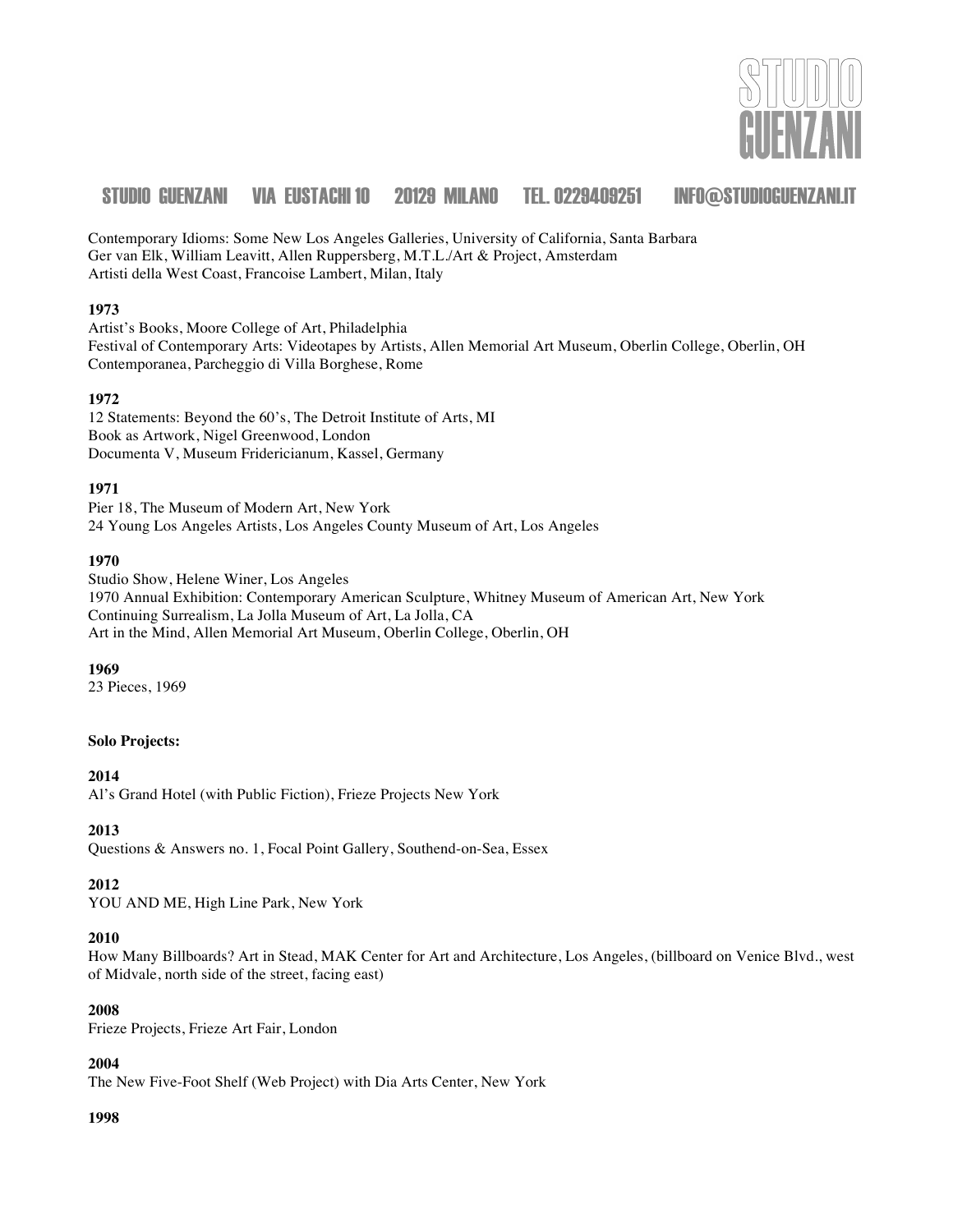Contemporary Idioms: Some New Los Angeles Galleries, University of California, Santa Barbara
Ger van Elk, William Leavitt, Allen Ruppersberg, M.T.L./Art & Project, Amsterdam
Artisti della West Coast, Francoise Lambert, Milan, Italy

**1973**
Artist's Books, Moore College of Art, Philadelphia
Festival of Contemporary Arts: Videotapes by Artists, Allen Memorial Art Museum, Oberlin College, Oberlin, OH
Contemporanea, Parcheggio di Villa Borghese, Rome

**1972**
12 Statements: Beyond the 60's, The Detroit Institute of Arts, MI
Book as Artwork, Nigel Greenwood, London
Documenta V, Museum Fridericianum, Kassel, Germany

**1971**
Pier 18, The Museum of Modern Art, New York
24 Young Los Angeles Artists, Los Angeles County Museum of Art, Los Angeles

**1970**
Studio Show, Helene Winer, Los Angeles
1970 Annual Exhibition: Contemporary American Sculpture, Whitney Museum of American Art, New York
Continuing Surrealism, La Jolla Museum of Art, La Jolla, CA
Art in the Mind, Allen Memorial Art Museum, Oberlin College, Oberlin, OH

**1969**
23 Pieces, 1969

**Solo Projects:**

**2014**
Al's Grand Hotel (with Public Fiction), Frieze Projects New York

**2013**
Questions & Answers no. 1, Focal Point Gallery, Southend-on-Sea, Essex

**2012**
YOU AND ME, High Line Park, New York

**2010**
How Many Billboards? Art in Stead, MAK Center for Art and Architecture, Los Angeles, (billboard on Venice Blvd., west of Midvale, north side of the street, facing east)

**2008**
Frieze Projects, Frieze Art Fair, London

**2004**
The New Five-Foot Shelf (Web Project) with Dia Arts Center, New York

**1998**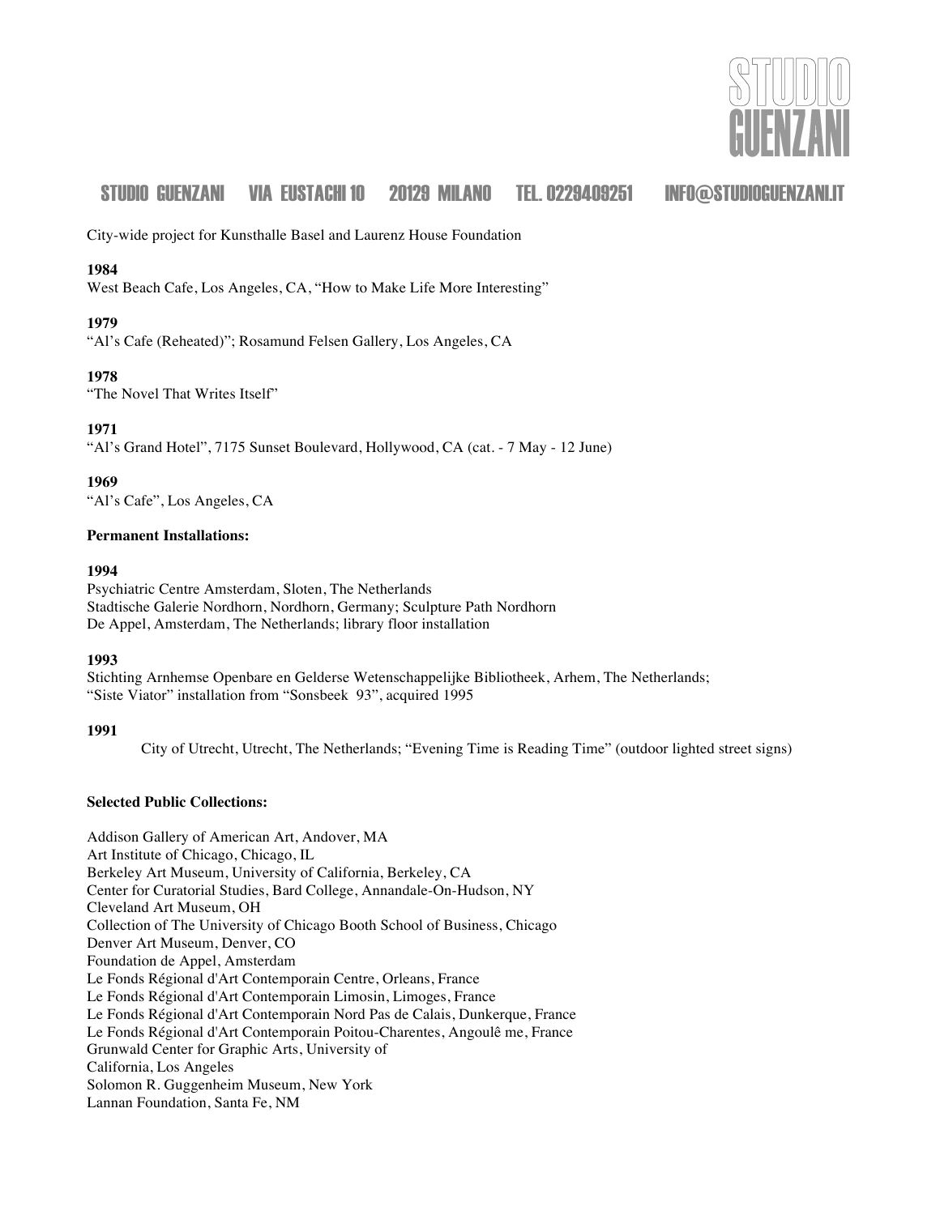City-wide project for Kunsthalle Basel and Laurenz House Foundation

**1984**
West Beach Cafe, Los Angeles, CA, "How to Make Life More Interesting"

**1979**
"Al's Cafe (Reheated)"; Rosamund Felsen Gallery, Los Angeles, CA

**1978**
"The Novel That Writes Itself"

**1971**
"Al's Grand Hotel", 7175 Sunset Boulevard, Hollywood, CA (cat. - 7 May - 12 June)

**1969**
"Al's Cafe", Los Angeles, CA

**Permanent Installations:**

**1994**
Psychiatric Centre Amsterdam, Sloten, The Netherlands
Stadtische Galerie Nordhorn, Nordhorn, Germany; Sculpture Path Nordhorn
De Appel, Amsterdam, The Netherlands; library floor installation

**1993**
Stichting Arnhemse Openbare en Gelderse Wetenschappelijke Bibliotheek, Arhem, The Netherlands;
"Siste Viator" installation from "Sonsbeek 93", acquired 1995

**1991**
City of Utrecht, Utrecht, The Netherlands; "Evening Time is Reading Time" (outdoor lighted street signs)

**Selected Public Collections:**

Addison Gallery of American Art, Andover, MA
Art Institute of Chicago, Chicago, IL
Berkeley Art Museum, University of California, Berkeley, CA
Center for Curatorial Studies, Bard College, Annandale-On-Hudson, NY
Cleveland Art Museum, OH
Collection of The University of Chicago Booth School of Business, Chicago
Denver Art Museum, Denver, CO
Foundation de Appel, Amsterdam
Le Fonds Régional d'Art Contemporain Centre, Orleans, France
Le Fonds Régional d'Art Contemporain Limosin, Limoges, France
Le Fonds Régional d'Art Contemporain Nord Pas de Calais, Dunkerque, France
Le Fonds Régional d'Art Contemporain Poitou-Charentes, Angoulê me, France
Grunwald Center for Graphic Arts, University of
California, Los Angeles
Solomon R. Guggenheim Museum, New York
Lannan Foundation, Santa Fe, NM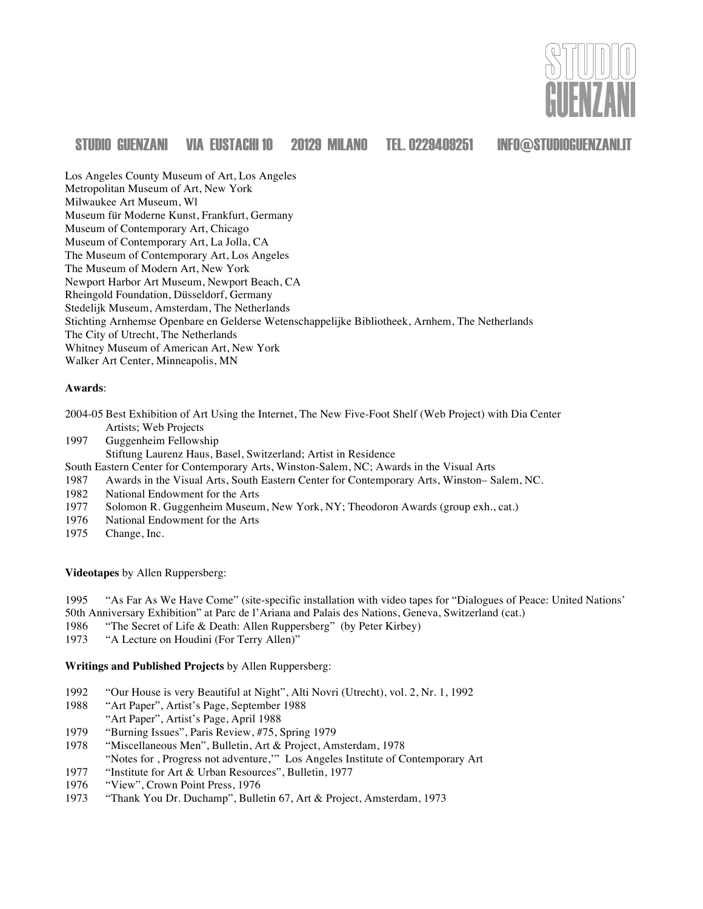Los Angeles County Museum of Art, Los Angeles
Metropolitan Museum of Art, New York
Milwaukee Art Museum, Wl
Museum für Moderne Kunst, Frankfurt, Germany
Museum of Contemporary Art, Chicago
Museum of Contemporary Art, La Jolla, CA
The Museum of Contemporary Art, Los Angeles
The Museum of Modern Art, New York
Newport Harbor Art Museum, Newport Beach, CA
Rheingold Foundation, Düsseldorf, Germany
Stedelijk Museum, Amsterdam, The Netherlands
Stichting Arnhemse Openbare en Gelderse Wetenschappelijke Bibliotheek, Arnhem, The Netherlands
The City of Utrecht, The Netherlands
Whitney Museum of American Art, New York
Walker Art Center, Minneapolis, MN

**Awards**:

2004-05 Best Exhibition of Art Using the Internet, The New Five-Foot Shelf (Web Project) with Dia Center Artists; Web Projects
1997 Guggenheim Fellowship
Stiftung Laurenz Haus, Basel, Switzerland; Artist in Residence
South Eastern Center for Contemporary Arts, Winston-Salem, NC; Awards in the Visual Arts
1987 Awards in the Visual Arts, South Eastern Center for Contemporary Arts, Winston– Salem, NC.
1982 National Endowment for the Arts
1977 Solomon R. Guggenheim Museum, New York, NY; Theodoron Awards (group exh., cat.)
1976 National Endowment for the Arts
1975 Change, Inc.

**Videotapes** by Allen Ruppersberg:

1995 "As Far As We Have Come" (site-specific installation with video tapes for "Dialogues of Peace: United Nations' 50th Anniversary Exhibition" at Parc de l'Ariana and Palais des Nations, Geneva, Switzerland (cat.)
1986 "The Secret of Life & Death: Allen Ruppersberg" (by Peter Kirbey)
1973 "A Lecture on Houdini (For Terry Allen)"

**Writings and Published Projects** by Allen Ruppersberg:

1992 "Our House is very Beautiful at Night", Alti Novri (Utrecht), vol. 2, Nr. 1, 1992
1988 "Art Paper", Artist's Page, September 1988
"Art Paper", Artist's Page, April 1988
1979 "Burning Issues", Paris Review, #75, Spring 1979
1978 "Miscellaneous Men", Bulletin, Art & Project, Amsterdam, 1978
"Notes for , Progress not adventure,'" Los Angeles Institute of Contemporary Art
1977 "Institute for Art & Urban Resources", Bulletin, 1977
1976 "View", Crown Point Press, 1976
1973 "Thank You Dr. Duchamp", Bulletin 67, Art & Project, Amsterdam, 1973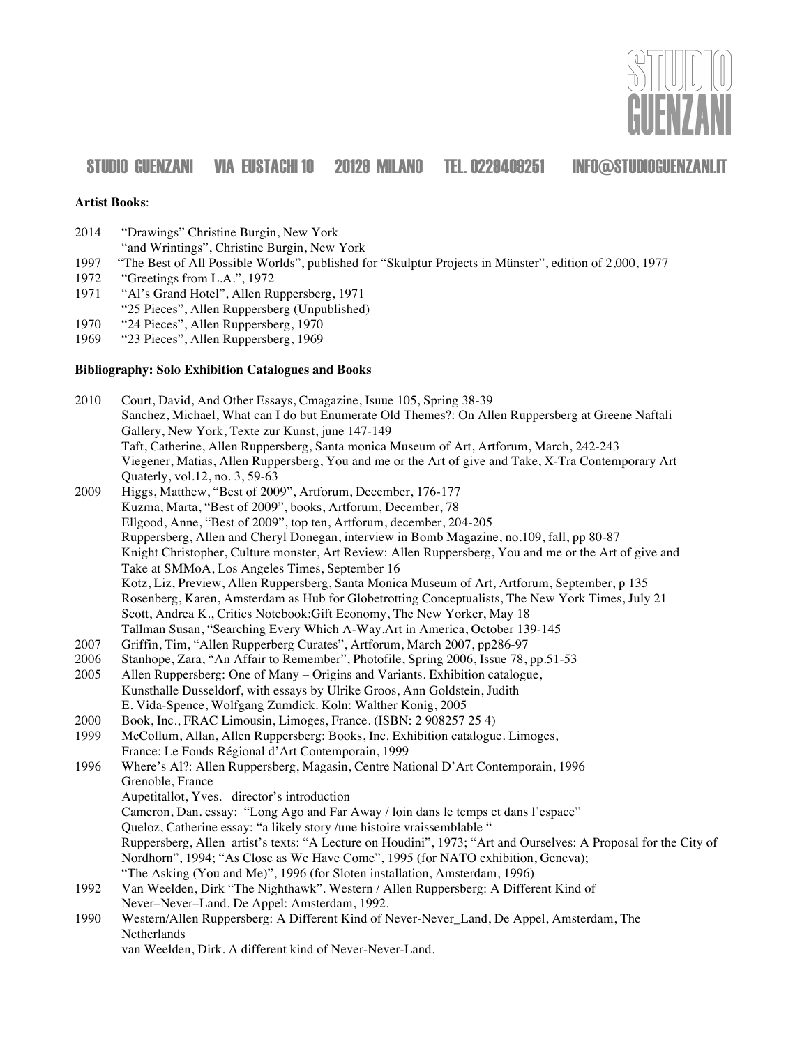**Artist Books**:

2014 "Drawings" Christine Burgin, New York
"and Wrintings", Christine Burgin, New York
1997 "The Best of All Possible Worlds", published for "Skulptur Projects in Münster", edition of 2,000, 1977
1972 "Greetings from L.A.", 1972
1971 "Al's Grand Hotel", Allen Ruppersberg, 1971
"25 Pieces", Allen Ruppersberg (Unpublished)
1970 "24 Pieces", Allen Ruppersberg, 1970
1969 "23 Pieces", Allen Ruppersberg, 1969

**Bibliography: Solo Exhibition Catalogues and Books**

2010 Court, David, And Other Essays, Cmagazine, Isuue 105, Spring 38-39
Sanchez, Michael, What can I do but Enumerate Old Themes?: On Allen Ruppersberg at Greene Naftali Gallery, New York, Texte zur Kunst, june 147-149
Taft, Catherine, Allen Ruppersberg, Santa monica Museum of Art, Artforum, March, 242-243
Viegener, Matias, Allen Ruppersberg, You and me or the Art of give and Take, X-Tra Contemporary Art Quaterly, vol.12, no. 3, 59-63
2009 Higgs, Matthew, "Best of 2009", Artforum, December, 176-177
Kuzma, Marta, "Best of 2009", books, Artforum, December, 78
Ellgood, Anne, "Best of 2009", top ten, Artforum, december, 204-205
Ruppersberg, Allen and Cheryl Donegan, interview in Bomb Magazine, no.109, fall, pp 80-87
Knight Christopher, Culture monster, Art Review: Allen Ruppersberg, You and me or the Art of give and Take at SMMoA, Los Angeles Times, September 16
Kotz, Liz, Preview, Allen Ruppersberg, Santa Monica Museum of Art, Artforum, September, p 135
Rosenberg, Karen, Amsterdam as Hub for Globetrotting Conceptualists, The New York Times, July 21
Scott, Andrea K., Critics Notebook:Gift Economy, The New Yorker, May 18
Tallman Susan, "Searching Every Which A-Way.Art in America, October 139-145
2007 Griffin, Tim, "Allen Rupperberg Curates", Artforum, March 2007, pp286-97
2006 Stanhope, Zara, "An Affair to Remember", Photofile, Spring 2006, Issue 78, pp.51-53
2005 Allen Ruppersberg: One of Many – Origins and Variants. Exhibition catalogue, Kunsthalle Dusseldorf, with essays by Ulrike Groos, Ann Goldstein, Judith E. Vida-Spence, Wolfgang Zumdick. Koln: Walther Konig, 2005
2000 Book, Inc., FRAC Limousin, Limoges, France. (ISBN: 2 908257 25 4)
1999 McCollum, Allan, Allen Ruppersberg: Books, Inc. Exhibition catalogue. Limoges, France: Le Fonds Régional d'Art Contemporain, 1999
1996 Where's Al?: Allen Ruppersberg, Magasin, Centre National D'Art Contemporain, 1996 Grenoble, France
Aupetitallot, Yves. director's introduction
Cameron, Dan. essay: "Long Ago and Far Away / loin dans le temps et dans l'espace"
Queloz, Catherine essay: "a likely story /une histoire vraissemblable "
Ruppersberg, Allen artist's texts: "A Lecture on Houdini", 1973; "Art and Ourselves: A Proposal for the City of Nordhorn", 1994; "As Close as We Have Come", 1995 (for NATO exhibition, Geneva); "The Asking (You and Me)", 1996 (for Sloten installation, Amsterdam, 1996)
1992 Van Weelden, Dirk "The Nighthawk". Western / Allen Ruppersberg: A Different Kind of Never–Never–Land. De Appel: Amsterdam, 1992.
1990 Western/Allen Ruppersberg: A Different Kind of Never-Never_Land, De Appel, Amsterdam, The Netherlands
van Weelden, Dirk. A different kind of Never-Never-Land.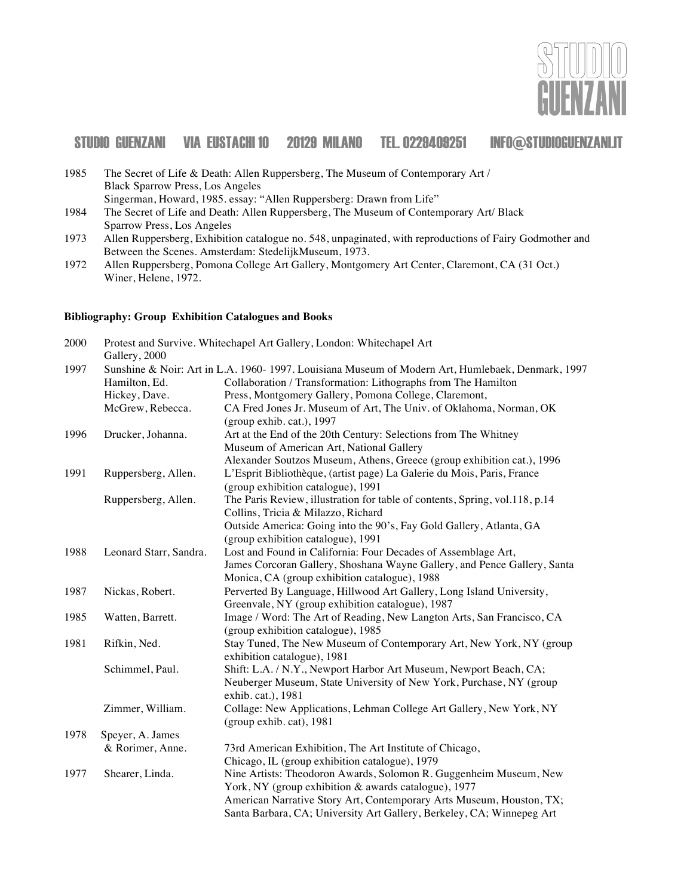1985 The Secret of Life & Death: Allen Ruppersberg, The Museum of Contemporary Art / Black Sparrow Press, Los Angeles
Singerman, Howard, 1985. essay: "Allen Ruppersberg: Drawn from Life"

1984 The Secret of Life and Death: Allen Ruppersberg, The Museum of Contemporary Art/ Black Sparrow Press, Los Angeles

1973 Allen Ruppersberg, Exhibition catalogue no. 548, unpaginated, with reproductions of Fairy Godmother and Between the Scenes. Amsterdam: StedelijkMuseum, 1973.

1972 Allen Ruppersberg, Pomona College Art Gallery, Montgomery Art Center, Claremont, CA (31 Oct.)
Winer, Helene, 1972.

**Bibliography: Group Exhibition Catalogues and Books**

2000 Protest and Survive. Whitechapel Art Gallery, London: Whitechapel Art Gallery, 2000

1997 Sunshine & Noir: Art in L.A. 1960- 1997. Louisiana Museum of Modern Art, Humlebaek, Denmark, 1997
Hamilton, Ed. / Hickey, Dave. / McGrew, Rebecca. — Collaboration / Transformation: Lithographs from The Hamilton Press, Montgomery Gallery, Pomona College, Claremont, CA Fred Jones Jr. Museum of Art, The Univ. of Oklahoma, Norman, OK (group exhib. cat.), 1997

1996 Drucker, Johanna. — Art at the End of the 20th Century: Selections from The Whitney Museum of American Art, National Gallery Alexander Soutzos Museum, Athens, Greece (group exhibition cat.), 1996

1991 Ruppersberg, Allen. — L'Esprit Bibliothèque, (artist page) La Galerie du Mois, Paris, France (group exhibition catalogue), 1991
Ruppersberg, Allen. — The Paris Review, illustration for table of contents, Spring, vol.118, p.14
Collins, Tricia & Milazzo, Richard
Outside America: Going into the 90's, Fay Gold Gallery, Atlanta, GA (group exhibition catalogue), 1991

1988 Leonard Starr, Sandra. — Lost and Found in California: Four Decades of Assemblage Art, James Corcoran Gallery, Shoshana Wayne Gallery, and Pence Gallery, Santa Monica, CA (group exhibition catalogue), 1988

1987 Nickas, Robert. — Perverted By Language, Hillwood Art Gallery, Long Island University, Greenvale, NY (group exhibition catalogue), 1987

1985 Watten, Barrett. — Image / Word: The Art of Reading, New Langton Arts, San Francisco, CA (group exhibition catalogue), 1985

1981 Rifkin, Ned. — Stay Tuned, The New Museum of Contemporary Art, New York, NY (group exhibition catalogue), 1981
Schimmel, Paul. — Shift: L.A. / N.Y., Newport Harbor Art Museum, Newport Beach, CA; Neuberger Museum, State University of New York, Purchase, NY (group exhib. cat.), 1981
Zimmer, William. — Collage: New Applications, Lehman College Art Gallery, New York, NY (group exhib. cat), 1981

1978 Speyer, A. James & Rorimer, Anne. — 73rd American Exhibition, The Art Institute of Chicago, Chicago, IL (group exhibition catalogue), 1979

1977 Shearer, Linda. — Nine Artists: Theodoron Awards, Solomon R. Guggenheim Museum, New York, NY (group exhibition & awards catalogue), 1977
American Narrative Story Art, Contemporary Arts Museum, Houston, TX; Santa Barbara, CA; University Art Gallery, Berkeley, CA; Winnepeg Art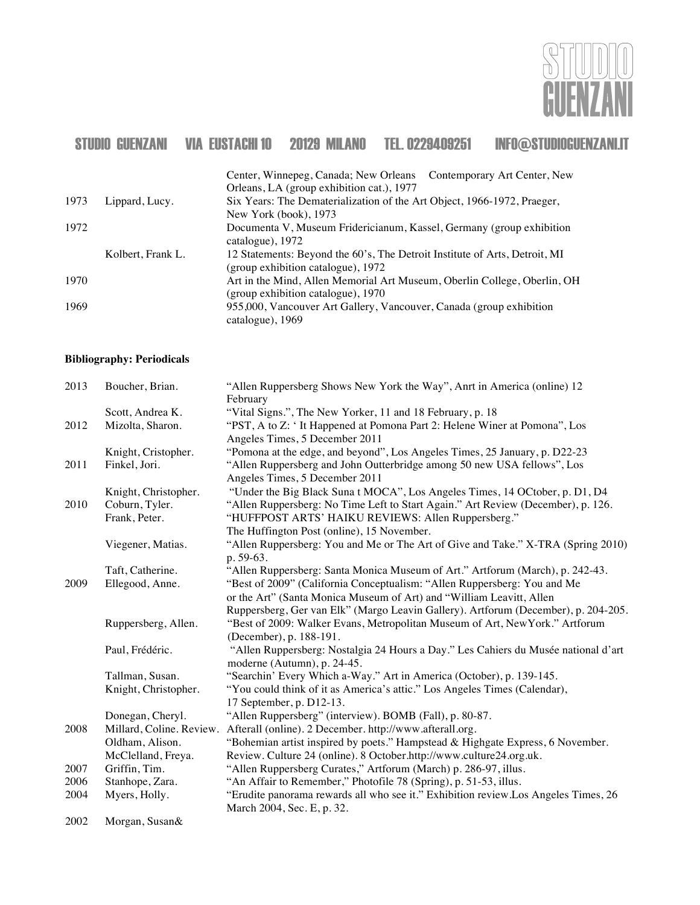|  |  | Center, Winnepeg, Canada; New Orleans Contemporary Art Center, New Orleans, LA (group exhibition cat.), 1977 |
|---|---|---|
| 1973 | Lippard, Lucy. | Six Years: The Dematerialization of the Art Object, 1966-1972, Praeger, New York (book), 1973 |
| 1972 |  | Documenta V, Museum Fridericianum, Kassel, Germany (group exhibition catalogue), 1972 |
|  | Kolbert, Frank L. | 12 Statements: Beyond the 60's, The Detroit Institute of Arts, Detroit, MI (group exhibition catalogue), 1972 |
| 1970 |  | Art in the Mind, Allen Memorial Art Museum, Oberlin College, Oberlin, OH (group exhibition catalogue), 1970 |
| 1969 |  | 955,000, Vancouver Art Gallery, Vancouver, Canada (group exhibition catalogue), 1969 |

**Bibliography: Periodicals**

| 2013 | Boucher, Brian. | "Allen Ruppersberg Shows New York the Way", Anrt in America (online) 12 February |
|---|---|---|
|  | Scott, Andrea K. | "Vital Signs.", The New Yorker, 11 and 18 February, p. 18 |
| 2012 | Mizolta, Sharon. | "PST, A to Z: ' It Happened at Pomona Part 2: Helene Winer at Pomona", Los Angeles Times, 5 December 2011 |
|  | Knight, Cristopher. | "Pomona at the edge, and beyond", Los Angeles Times, 25 January, p. D22-23 |
| 2011 | Finkel, Jori. | "Allen Ruppersberg and John Outterbridge among 50 new USA fellows", Los Angeles Times, 5 December 2011 |
|  | Knight, Christopher. | "Under the Big Black Suna t MOCA", Los Angeles Times, 14 OCtober, p. D1, D4 |
| 2010 | Coburn, Tyler. | "Allen Ruppersberg: No Time Left to Start Again." Art Review (December), p. 126. |
|  | Frank, Peter. | "HUFFPOST ARTS' HAIKU REVIEWS: Allen Ruppersberg." The Huffington Post (online), 15 November. |
|  | Viegener, Matias. | "Allen Ruppersberg: You and Me or The Art of Give and Take." X-TRA (Spring 2010) p. 59-63. |
|  | Taft, Catherine. | "Allen Ruppersberg: Santa Monica Museum of Art." Artforum (March), p. 242-43. |
| 2009 | Ellegood, Anne. | "Best of 2009" (California Conceptualism: "Allen Ruppersberg: You and Me or the Art" (Santa Monica Museum of Art) and "William Leavitt, Allen Ruppersberg, Ger van Elk" (Margo Leavin Gallery). Artforum (December), p. 204-205. |
|  | Ruppersberg, Allen. | "Best of 2009: Walker Evans, Metropolitan Museum of Art, NewYork." Artforum (December), p. 188-191. |
|  | Paul, Frédéric. | "Allen Ruppersberg: Nostalgia 24 Hours a Day." Les Cahiers du Musée national d'art moderne (Autumn), p. 24-45. |
|  | Tallman, Susan. | "Searchin' Every Which a-Way." Art in America (October), p. 139-145. |
|  | Knight, Christopher. | "You could think of it as America's attic." Los Angeles Times (Calendar), 17 September, p. D12-13. |
|  | Donegan, Cheryl. | "Allen Ruppersberg" (interview). BOMB (Fall), p. 80-87. |
| 2008 | Millard, Coline. Review. | Afterall (online). 2 December. http://www.afterall.org. |
|  | Oldham, Alison. | "Bohemian artist inspired by poets." Hampstead & Highgate Express, 6 November. |
|  | McClelland, Freya. | Review. Culture 24 (online). 8 October.http://www.culture24.org.uk. |
| 2007 | Griffin, Tim. | "Allen Ruppersberg Curates," Artforum (March) p. 286-97, illus. |
| 2006 | Stanhope, Zara. | "An Affair to Remember," Photofile 78 (Spring), p. 51-53, illus. |
| 2004 | Myers, Holly. | "Erudite panorama rewards all who see it." Exhibition review.Los Angeles Times, 26 March 2004, Sec. E, p. 32. |
| 2002 | Morgan, Susan& |  |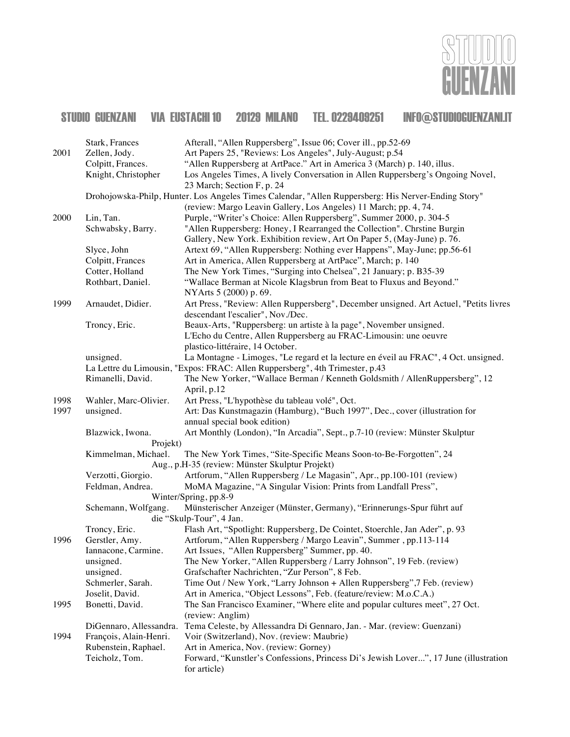| | | |
|---|---|---|
| | Stark, Frances | Afterall, “Allen Ruppersberg”, Issue 06; Cover ill., pp.52-69 |
| 2001 | Zellen, Jody. | Art Papers 25, "Reviews: Los Angeles", July-August; p.54 |
| | Colpitt, Frances. | “Allen Ruppersberg at ArtPace.” Art in America 3 (March) p. 140, illus. |
| | Knight, Christopher | Los Angeles Times, A lively Conversation in Allen Ruppersberg’s Ongoing Novel, 23 March; Section F, p. 24 |
| | Drohojowska-Philp, Hunter. | Los Angeles Times Calendar, "Allen Ruppersberg: His Nerver-Ending Story" (review: Margo Leavin Gallery, Los Angeles) 11 March; pp. 4, 74. |
| 2000 | Lin, Tan. | Purple, “Writer’s Choice: Allen Ruppersberg”, Summer 2000, p. 304-5 |
| | Schwabsky, Barry. | "Allen Ruppersberg: Honey, I Rearranged the Collection". Chrstine Burgin Gallery, New York. Exhibition review, Art On Paper 5, (May-June) p. 76. |
| | Slyce, John | Artext 69, “Allen Ruppersberg: Nothing ever Happens”, May-June; pp.56-61 |
| | Colpitt, Frances | Art in America, Allen Ruppersberg at ArtPace”, March; p. 140 |
| | Cotter, Holland | The New York Times, “Surging into Chelsea”, 21 January; p. B35-39 |
| | Rothbart, Daniel. | “Wallace Berman at Nicole Klagsbrun from Beat to Fluxus and Beyond.” NYArts 5 (2000) p. 69. |
| 1999 | Arnaudet, Didier. | Art Press, "Review: Allen Ruppersberg", December unsigned. Art Actuel, "Petits livres descendant l'escalier", Nov./Dec. |
| | Troncy, Eric. | Beaux-Arts, "Ruppersberg: un artiste à la page", November unsigned. L'Echo du Centre, Allen Ruppersberg au FRAC-Limousin: une oeuvre plastico-littéraire, 14 October. |
| | unsigned. | La Montagne - Limoges, "Le regard et la lecture en éveil au FRAC", 4 Oct. unsigned. La Lettre du Limousin, "Expos: FRAC: Allen Ruppersberg", 4th Trimester, p.43 |
| | Rimanelli, David. | The New Yorker, “Wallace Berman / Kenneth Goldsmith / AllenRuppersberg”, 12 April, p.12 |
| 1998 | Wahler, Marc-Olivier. | Art Press, "L'hypothèse du tableau volé", Oct. |
| 1997 | unsigned. | Art: Das Kunstmagazin (Hamburg), “Buch 1997”, Dec., cover (illustration for annual special book edition) |
| | Blazwick, Iwona. | Art Monthly (London), “In Arcadia”, Sept., p.7-10 (review: Münster Skulptur Projekt) |
| | Kimmelman, Michael. | The New York Times, “Site-Specific Means Soon-to-Be-Forgotten”, 24 Aug., p.H-35 (review: Münster Skulptur Projekt) |
| | Verzotti, Giorgio. | Artforum, “Allen Ruppersberg / Le Magasin”, Apr., pp.100-101 (review) |
| | Feldman, Andrea. | MoMA Magazine, “A Singular Vision: Prints from Landfall Press”, Winter/Spring, pp.8-9 |
| | Schemann, Wolfgang. | Münsterischer Anzeiger (Münster, Germany), “Erinnerungs-Spur führt auf die “Skulp-Tour”, 4 Jan. |
| | Troncy, Eric. | Flash Art, “Spotlight: Ruppersberg, De Cointet, Stoerchle, Jan Ader”, p. 93 |
| 1996 | Gerstler, Amy. | Artforum, “Allen Ruppersberg / Margo Leavin”, Summer , pp.113-114 |
| | Iannacone, Carmine. | Art Issues, “Allen Ruppersberg” Summer, pp. 40. |
| | unsigned. | The New Yorker, “Allen Ruppersberg / Larry Johnson”, 19 Feb. (review) |
| | unsigned. | Grafschafter Nachrichten, “Zur Person”, 8 Feb. |
| | Schmerler, Sarah. | Time Out / New York, “Larry Johnson + Allen Ruppersberg”,7 Feb. (review) |
| | Joselit, David. | Art in America, “Object Lessons”, Feb. (feature/review: M.o.C.A.) |
| 1995 | Bonetti, David. | The San Francisco Examiner, “Where elite and popular cultures meet”, 27 Oct. (review: Anglim) |
| | DiGennaro, Allessandra. | Tema Celeste, by Allessandra Di Gennaro, Jan. - Mar. (review: Guenzani) |
| 1994 | François, Alain-Henri. | Voir (Switzerland), Nov. (review: Maubrie) |
| | Rubenstein, Raphael. | Art in America, Nov. (review: Gorney) |
| | Teicholz, Tom. | Forward, “Kunstler’s Confessions, Princess Di’s Jewish Lover...”, 17 June (illustration for article) |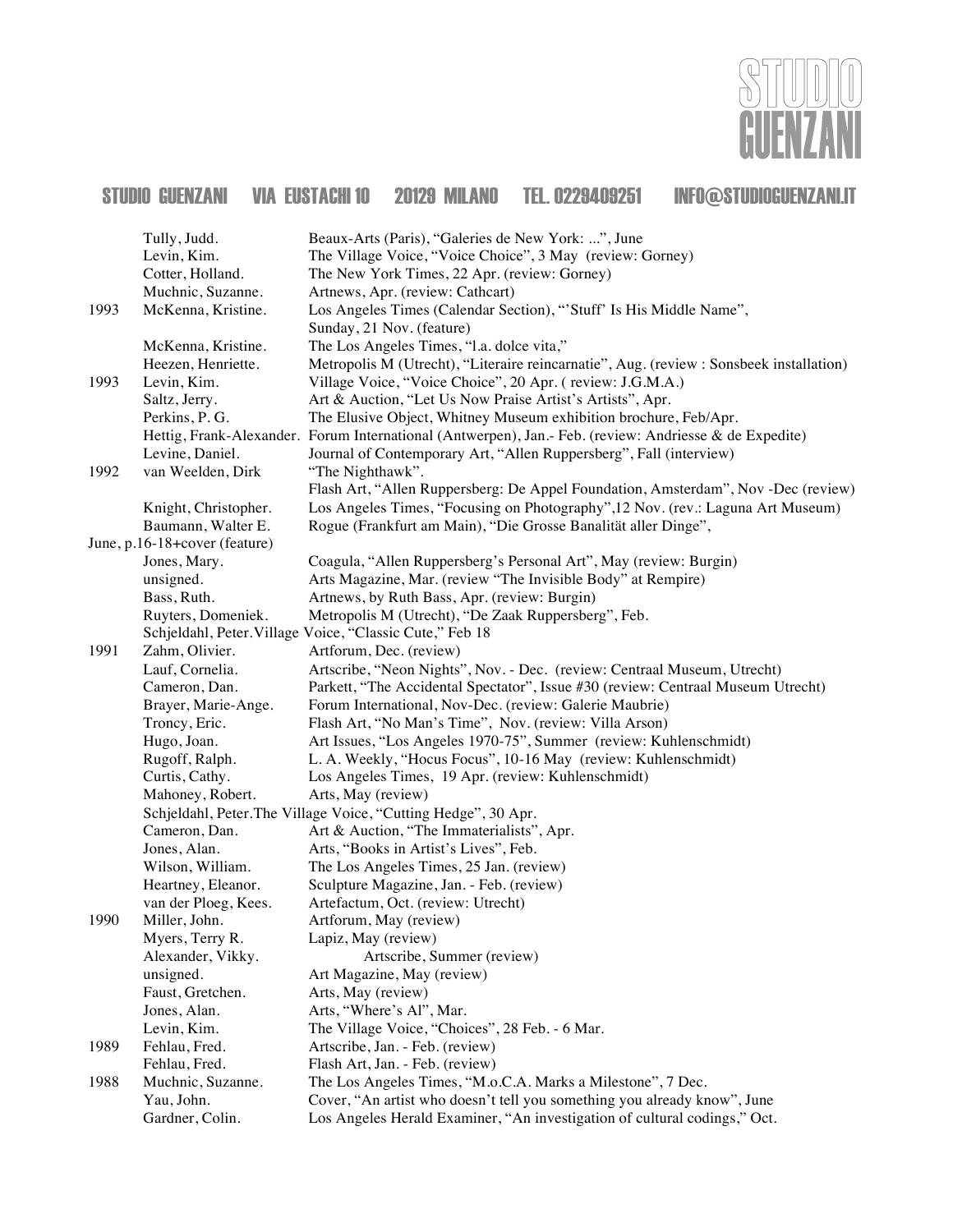| | | |
|---|---|---|
| | Tully, Judd. | Beaux-Arts (Paris), "Galeries de New York: ...", June |
| | Levin, Kim. | The Village Voice, "Voice Choice", 3 May (review: Gorney) |
| | Cotter, Holland. | The New York Times, 22 Apr. (review: Gorney) |
| | Muchnic, Suzanne. | Artnews, Apr. (review: Cathcart) |
| 1993 | McKenna, Kristine. | Los Angeles Times (Calendar Section), "'Stuff' Is His Middle Name", Sunday, 21 Nov. (feature) |
| | McKenna, Kristine. | The Los Angeles Times, "l.a. dolce vita," |
| | Heezen, Henriette. | Metropolis M (Utrecht), "Literaire reincarnatie", Aug. (review : Sonsbeek installation) |
| 1993 | Levin, Kim. | Village Voice, "Voice Choice", 20 Apr. ( review: J.G.M.A.) |
| | Saltz, Jerry. | Art & Auction, "Let Us Now Praise Artist's Artists", Apr. |
| | Perkins, P. G. | The Elusive Object, Whitney Museum exhibition brochure, Feb/Apr. |
| | Hettig, Frank-Alexander. | Forum International (Antwerpen), Jan.- Feb. (review: Andriesse & de Expedite) |
| | Levine, Daniel. | Journal of Contemporary Art, "Allen Ruppersberg", Fall (interview) |
| 1992 | van Weelden, Dirk | "The Nighthawk". |
| | | Flash Art, "Allen Ruppersberg: De Appel Foundation, Amsterdam", Nov -Dec (review) |
| | Knight, Christopher. | Los Angeles Times, "Focusing on Photography",12 Nov. (rev.: Laguna Art Museum) |
| | Baumann, Walter E. | Rogue (Frankfurt am Main), "Die Grosse Banalität aller Dinge", June, p.16-18+cover (feature) |
| | Jones, Mary. | Coagula, "Allen Ruppersberg's Personal Art", May (review: Burgin) |
| | unsigned. | Arts Magazine, Mar. (review "The Invisible Body" at Rempire) |
| | Bass, Ruth. | Artnews, by Ruth Bass, Apr. (review: Burgin) |
| | Ruyters, Domeniek. | Metropolis M (Utrecht), "De Zaak Ruppersberg", Feb. |
| | Schjeldahl, Peter. | Village Voice, "Classic Cute," Feb 18 |
| 1991 | Zahm, Olivier. | Artforum, Dec. (review) |
| | Lauf, Cornelia. | Artscribe, "Neon Nights", Nov. - Dec. (review: Centraal Museum, Utrecht) |
| | Cameron, Dan. | Parkett, "The Accidental Spectator", Issue #30 (review: Centraal Museum Utrecht) |
| | Brayer, Marie-Ange. | Forum International, Nov-Dec. (review: Galerie Maubrie) |
| | Troncy, Eric. | Flash Art, "No Man's Time", Nov. (review: Villa Arson) |
| | Hugo, Joan. | Art Issues, "Los Angeles 1970-75", Summer (review: Kuhlenschmidt) |
| | Rugoff, Ralph. | L. A. Weekly, "Hocus Focus", 10-16 May (review: Kuhlenschmidt) |
| | Curtis, Cathy. | Los Angeles Times, 19 Apr. (review: Kuhlenschmidt) |
| | Mahoney, Robert. | Arts, May (review) |
| | Schjeldahl, Peter. | The Village Voice, "Cutting Hedge", 30 Apr. |
| | Cameron, Dan. | Art & Auction, "The Immaterialists", Apr. |
| | Jones, Alan. | Arts, "Books in Artist's Lives", Feb. |
| | Wilson, William. | The Los Angeles Times, 25 Jan. (review) |
| | Heartney, Eleanor. | Sculpture Magazine, Jan. - Feb. (review) |
| | van der Ploeg, Kees. | Artefactum, Oct. (review: Utrecht) |
| 1990 | Miller, John. | Artforum, May (review) |
| | Myers, Terry R. | Lapiz, May (review) |
| | Alexander, Vikky. | Artscribe, Summer (review) |
| | unsigned. | Art Magazine, May (review) |
| | Faust, Gretchen. | Arts, May (review) |
| | Jones, Alan. | Arts, "Where's Al", Mar. |
| | Levin, Kim. | The Village Voice, "Choices", 28 Feb. - 6 Mar. |
| 1989 | Fehlau, Fred. | Artscribe, Jan. - Feb. (review) |
| | Fehlau, Fred. | Flash Art, Jan. - Feb. (review) |
| 1988 | Muchnic, Suzanne. | The Los Angeles Times, "M.o.C.A. Marks a Milestone", 7 Dec. |
| | Yau, John. | Cover, "An artist who doesn't tell you something you already know", June |
| | Gardner, Colin. | Los Angeles Herald Examiner, "An investigation of cultural codings," Oct. |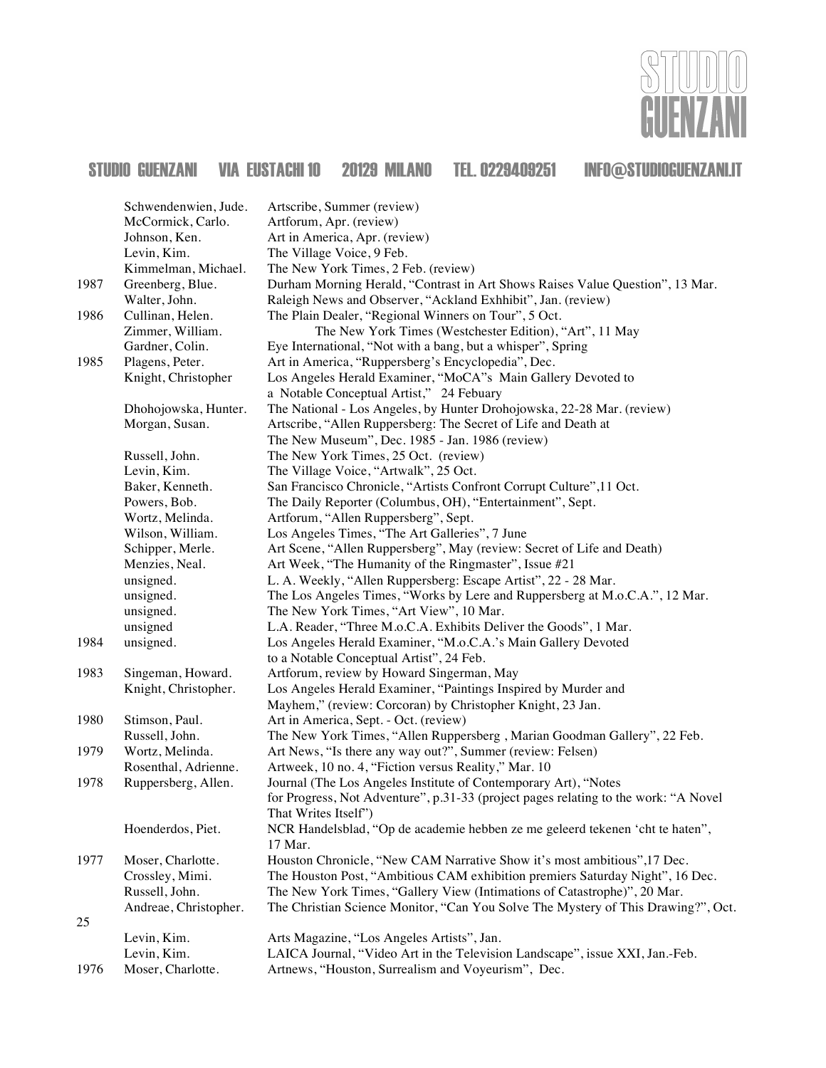| | | |
|---|---|---|
| | Schwendenwien, Jude. | Artscribe, Summer (review) |
| | McCormick, Carlo. | Artforum, Apr. (review) |
| | Johnson, Ken. | Art in America, Apr. (review) |
| | Levin, Kim. | The Village Voice, 9 Feb. |
| | Kimmelman, Michael. | The New York Times, 2 Feb. (review) |
| 1987 | Greenberg, Blue. | Durham Morning Herald, "Contrast in Art Shows Raises Value Question", 13 Mar. |
| | Walter, John. | Raleigh News and Observer, "Ackland Exhhibit", Jan. (review) |
| 1986 | Cullinan, Helen. | The Plain Dealer, "Regional Winners on Tour", 5 Oct. |
| | Zimmer, William. | The New York Times (Westchester Edition), "Art", 11 May |
| | Gardner, Colin. | Eye International, "Not with a bang, but a whisper", Spring |
| 1985 | Plagens, Peter. | Art in America, "Ruppersberg's Encyclopedia", Dec. |
| | Knight, Christopher | Los Angeles Herald Examiner, "MoCA"s Main Gallery Devoted to a Notable Conceptual Artist," 24 Febuary |
| | Dhohojowska, Hunter. | The National - Los Angeles, by Hunter Drohojowska, 22-28 Mar. (review) |
| | Morgan, Susan. | Artscribe, "Allen Ruppersberg: The Secret of Life and Death at The New Museum", Dec. 1985 - Jan. 1986 (review) |
| | Russell, John. | The New York Times, 25 Oct. (review) |
| | Levin, Kim. | The Village Voice, "Artwalk", 25 Oct. |
| | Baker, Kenneth. | San Francisco Chronicle, "Artists Confront Corrupt Culture",11 Oct. |
| | Powers, Bob. | The Daily Reporter (Columbus, OH), "Entertainment", Sept. |
| | Wortz, Melinda. | Artforum, "Allen Ruppersberg", Sept. |
| | Wilson, William. | Los Angeles Times, "The Art Galleries", 7 June |
| | Schipper, Merle. | Art Scene, "Allen Ruppersberg", May (review: Secret of Life and Death) |
| | Menzies, Neal. | Art Week, "The Humanity of the Ringmaster", Issue #21 |
| | unsigned. | L. A. Weekly, "Allen Ruppersberg: Escape Artist", 22 - 28 Mar. |
| | unsigned. | The Los Angeles Times, "Works by Lere and Ruppersberg at M.o.C.A.", 12 Mar. |
| | unsigned. | The New York Times, "Art View", 10 Mar. |
| | unsigned | L.A. Reader, "Three M.o.C.A. Exhibits Deliver the Goods", 1 Mar. |
| 1984 | unsigned. | Los Angeles Herald Examiner, "M.o.C.A.'s Main Gallery Devoted to a Notable Conceptual Artist", 24 Feb. |
| 1983 | Singeman, Howard. | Artforum, review by Howard Singerman, May |
| | Knight, Christopher. | Los Angeles Herald Examiner, "Paintings Inspired by Murder and Mayhem," (review: Corcoran) by Christopher Knight, 23 Jan. |
| 1980 | Stimson, Paul. | Art in America, Sept. - Oct. (review) |
| | Russell, John. | The New York Times, "Allen Ruppersberg , Marian Goodman Gallery", 22 Feb. |
| 1979 | Wortz, Melinda. | Art News, "Is there any way out?", Summer (review: Felsen) |
| | Rosenthal, Adrienne. | Artweek, 10 no. 4, "Fiction versus Reality," Mar. 10 |
| 1978 | Ruppersberg, Allen. | Journal (The Los Angeles Institute of Contemporary Art), "Notes for Progress, Not Adventure", p.31-33 (project pages relating to the work: "A Novel That Writes Itself") |
| | Hoenderdos, Piet. | NCR Handelsblad, "Op de academie hebben ze me geleerd tekenen 'cht te haten", 17 Mar. |
| 1977 | Moser, Charlotte. | Houston Chronicle, "New CAM Narrative Show it's most ambitious",17 Dec. |
| | Crossley, Mimi. | The Houston Post, "Ambitious CAM exhibition premiers Saturday Night", 16 Dec. |
| | Russell, John. | The New York Times, "Gallery View (Intimations of Catastrophe)", 20 Mar. |
| | Andreae, Christopher. | The Christian Science Monitor, "Can You Solve The Mystery of This Drawing?", Oct. |
| | Levin, Kim. | Arts Magazine, "Los Angeles Artists", Jan. |
| | Levin, Kim. | LAICA Journal, "Video Art in the Television Landscape", issue XXI, Jan.-Feb. |
| 1976 | Moser, Charlotte. | Artnews, "Houston, Surrealism and Voyeurism", Dec. |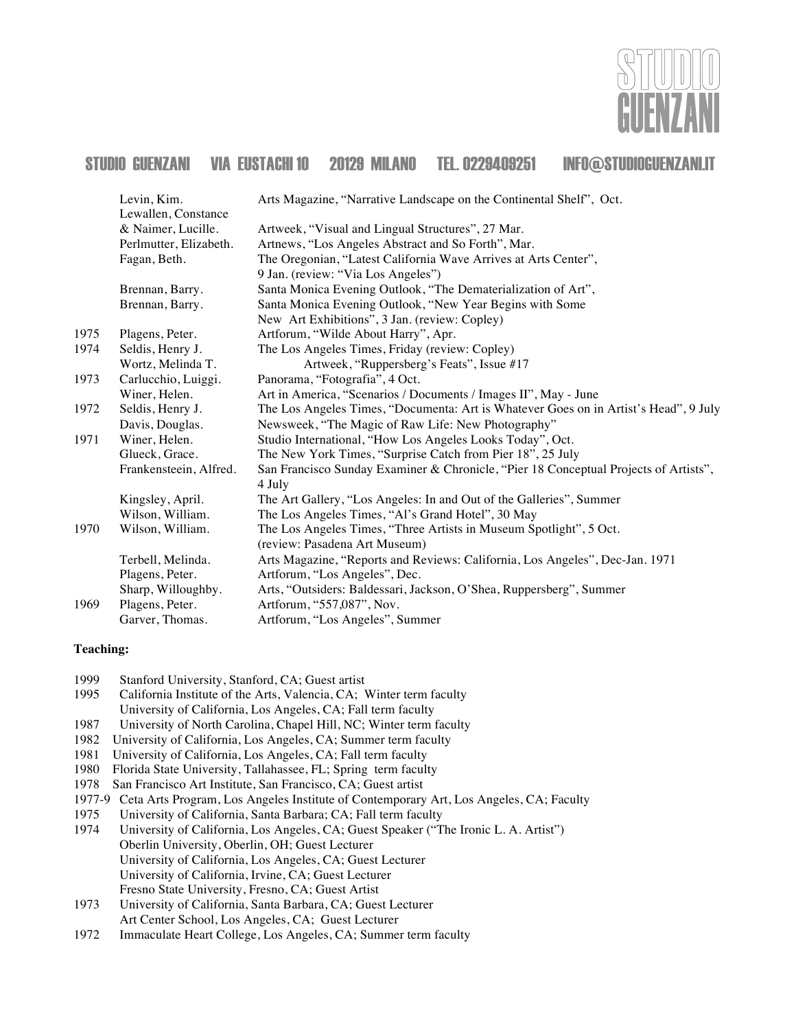| | | |
|---|---|---|
| | Levin, Kim. | Arts Magazine, "Narrative Landscape on the Continental Shelf", Oct. |
| | Lewallen, Constance & Naimer, Lucille. | Artweek, "Visual and Lingual Structures", 27 Mar. |
| | Perlmutter, Elizabeth. | Artnews, "Los Angeles Abstract and So Forth", Mar. |
| | Fagan, Beth. | The Oregonian, "Latest California Wave Arrives at Arts Center", 9 Jan. (review: "Via Los Angeles") |
| | Brennan, Barry. | Santa Monica Evening Outlook, "The Dematerialization of Art", |
| | Brennan, Barry. | Santa Monica Evening Outlook, "New Year Begins with Some New Art Exhibitions", 3 Jan. (review: Copley) |
| 1975 | Plagens, Peter. | Artforum, "Wilde About Harry", Apr. |
| 1974 | Seldis, Henry J. | The Los Angeles Times, Friday (review: Copley) |
| | Wortz, Melinda T. | Artweek, "Ruppersberg's Feats", Issue #17 |
| 1973 | Carlucchio, Luiggi. | Panorama, "Fotografia", 4 Oct. |
| | Winer, Helen. | Art in America, "Scenarios / Documents / Images II", May - June |
| 1972 | Seldis, Henry J. | The Los Angeles Times, "Documenta: Art is Whatever Goes on in Artist's Head", 9 July |
| | Davis, Douglas. | Newsweek, "The Magic of Raw Life: New Photography" |
| 1971 | Winer, Helen. | Studio International, "How Los Angeles Looks Today", Oct. |
| | Glueck, Grace. | The New York Times, "Surprise Catch from Pier 18", 25 July |
| | Frankensteein, Alfred. | San Francisco Sunday Examiner & Chronicle, "Pier 18 Conceptual Projects of Artists", 4 July |
| | Kingsley, April. | The Art Gallery, "Los Angeles: In and Out of the Galleries", Summer |
| | Wilson, William. | The Los Angeles Times, "Al's Grand Hotel", 30 May |
| 1970 | Wilson, William. | The Los Angeles Times, "Three Artists in Museum Spotlight", 5 Oct. (review: Pasadena Art Museum) |
| | Terbell, Melinda. | Arts Magazine, "Reports and Reviews: California, Los Angeles", Dec-Jan. 1971 |
| | Plagens, Peter. | Artforum, "Los Angeles", Dec. |
| | Sharp, Willoughby. | Arts, "Outsiders: Baldessari, Jackson, O'Shea, Ruppersberg", Summer |
| 1969 | Plagens, Peter. | Artforum, "557,087", Nov. |
| | Garver, Thomas. | Artforum, "Los Angeles", Summer |

**Teaching:**

1999 Stanford University, Stanford, CA; Guest artist
1995 California Institute of the Arts, Valencia, CA; Winter term faculty
University of California, Los Angeles, CA; Fall term faculty
1987 University of North Carolina, Chapel Hill, NC; Winter term faculty
1982 University of California, Los Angeles, CA; Summer term faculty
1981 University of California, Los Angeles, CA; Fall term faculty
1980 Florida State University, Tallahassee, FL; Spring term faculty
1978 San Francisco Art Institute, San Francisco, CA; Guest artist
1977-9 Ceta Arts Program, Los Angeles Institute of Contemporary Art, Los Angeles, CA; Faculty
1975 University of California, Santa Barbara; CA; Fall term faculty
1974 University of California, Los Angeles, CA; Guest Speaker ("The Ironic L. A. Artist")
Oberlin University, Oberlin, OH; Guest Lecturer
University of California, Los Angeles, CA; Guest Lecturer
University of California, Irvine, CA; Guest Lecturer
Fresno State University, Fresno, CA; Guest Artist
1973 University of California, Santa Barbara, CA; Guest Lecturer
Art Center School, Los Angeles, CA; Guest Lecturer
1972 Immaculate Heart College, Los Angeles, CA; Summer term faculty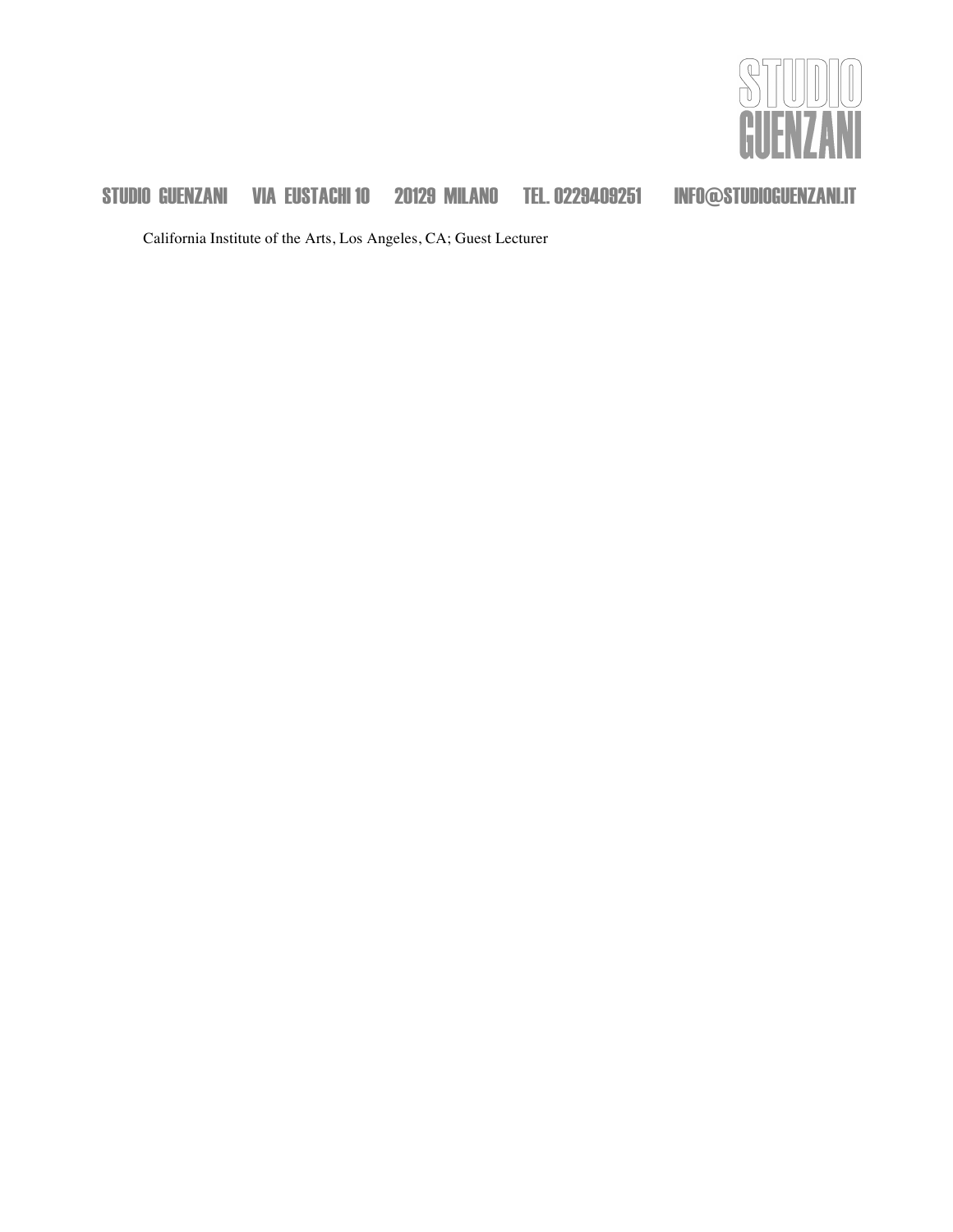California Institute of the Arts, Los Angeles, CA; Guest Lecturer